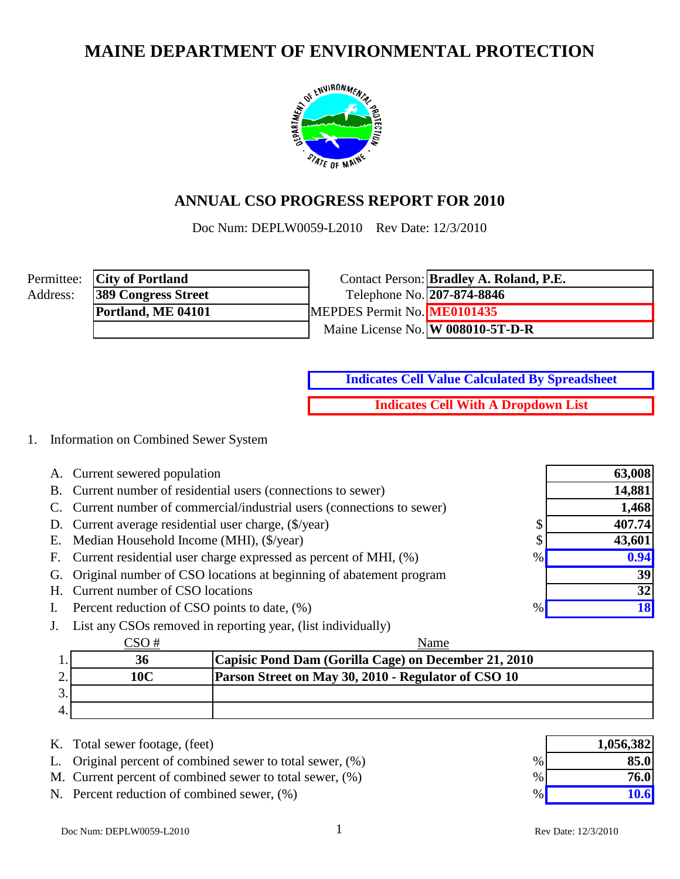# MAINE DEPARTMENT OF ENVIRONMENTAL PROTECTION

## ANNUAL CSO PROGRESS REPORT FOR 2010

Doc Num: DEPLW0059-L2010 Rev Date: 12/3/2010

| | | | |
|---|---|---|---|
| Permittee: | **City of Portland** | Contact Person: | **Bradley A. Roland, P.E.** |
| Address: | **389 Congress Street** | Telephone No. | **207-874-8846** |
| | **Portland, ME 04101** | MEPDES Permit No. | **ME0101435** |
| | | Maine License No. | **W 008010-5T-D-R** |

**Indicates Cell Value Calculated By Spreadsheet**

**Indicates Cell With A Dropdown List**

1. Information on Combined Sewer System

| | | | |
|---|---|---|---|
| A. | Current sewered population | | **63,008** |
| B. | Current number of residential users (connections to sewer) | | **14,881** |
| C. | Current number of commercial/industrial users (connections to sewer) | | **1,468** |
| D. | Current average residential user charge, ($/year) | $ | **407.74** |
| E. | Median Household Income (MHI), ($/year) | $ | **43,601** |
| F. | Current residential user charge expressed as percent of MHI, (%) | % | **0.94** |
| G. | Original number of CSO locations at beginning of abatement program | | **39** |
| H. | Current number of CSO locations | | **32** |
| I. | Percent reduction of CSO points to date, (%) | % | **18** |

J. List any CSOs removed in reporting year, (list individually)

| | CSO # | Name |
|---|---|---|
| 1. | **36** | **Capisic Pond Dam (Gorilla Cage) on December 21, 2010** |
| 2. | **10C** | **Parson Street on May 30, 2010 - Regulator of CSO 10** |
| 3. | | |
| 4. | | |

| | | | |
|---|---|---|---|
| K. | Total sewer footage, (feet) | | **1,056,382** |
| L. | Original percent of combined sewer to total sewer, (%) | % | **85.0** |
| M. | Current percent of combined sewer to total sewer, (%) | % | **76.0** |
| N. | Percent reduction of combined sewer, (%) | % | **10.6** |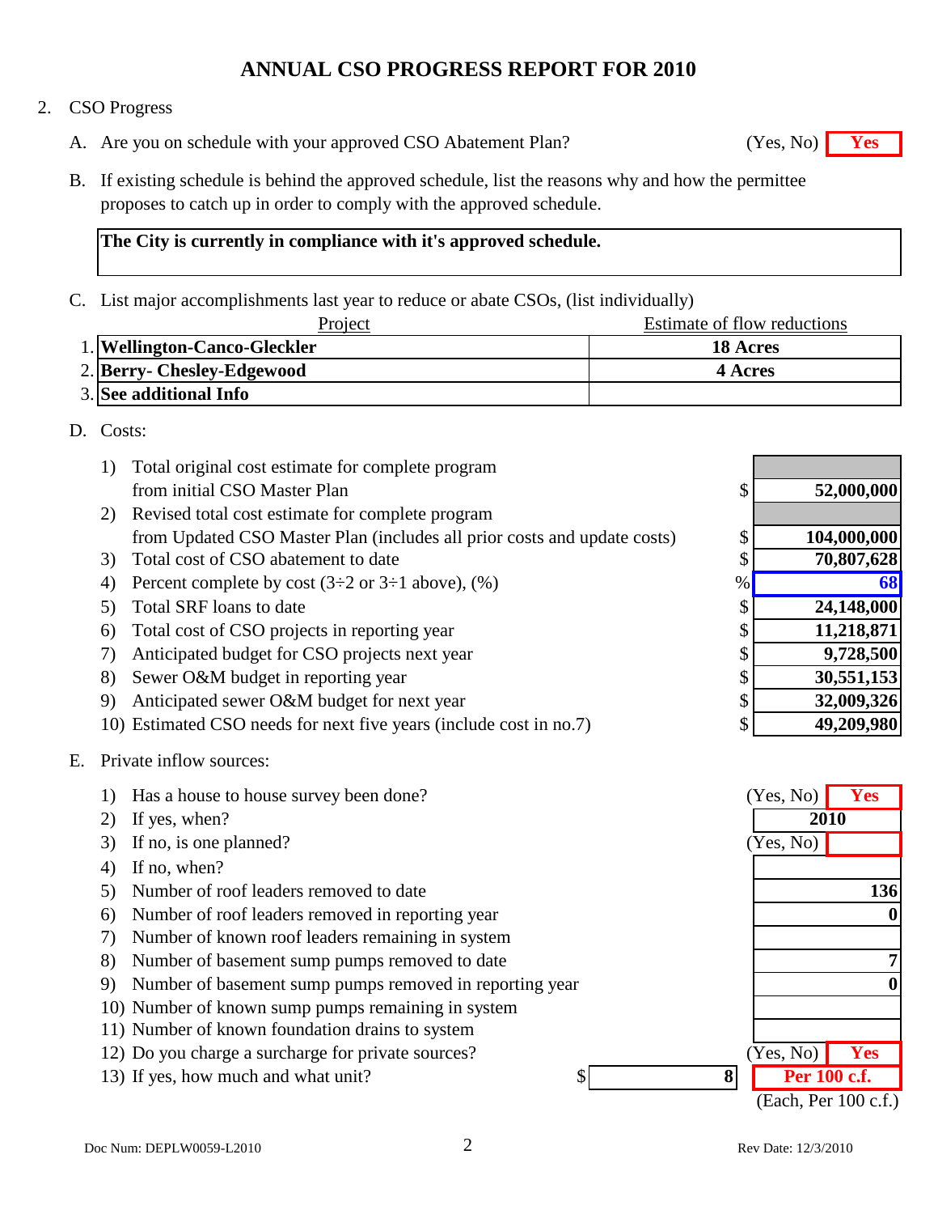# ANNUAL CSO PROGRESS REPORT FOR 2010

2. CSO Progress

A. Are you on schedule with your approved CSO Abatement Plan? (Yes, No) **Yes**

B. If existing schedule is behind the approved schedule, list the reasons why and how the permittee proposes to catch up in order to comply with the approved schedule.

**The City is currently in compliance with it's approved schedule.**

C. List major accomplishments last year to reduce or abate CSOs, (list individually)

| | Project | Estimate of flow reductions |
|---|---|---|
| 1. | **Wellington-Canco-Gleckler** | **18 Acres** |
| 2. | **Berry- Chesley-Edgewood** | **4 Acres** |
| 3. | **See additional Info** | |

D. Costs:

| | Item | | Value |
|---|---|---|---|
| 1) | Total original cost estimate for complete program from initial CSO Master Plan | $ | **52,000,000** |
| 2) | Revised total cost estimate for complete program from Updated CSO Master Plan (includes all prior costs and update costs) | $ | **104,000,000** |
| 3) | Total cost of CSO abatement to date | $ | **70,807,628** |
| 4) | Percent complete by cost (3÷2 or 3÷1 above), (%) | % | **68** |
| 5) | Total SRF loans to date | $ | **24,148,000** |
| 6) | Total cost of CSO projects in reporting year | $ | **11,218,871** |
| 7) | Anticipated budget for CSO projects next year | $ | **9,728,500** |
| 8) | Sewer O&M budget in reporting year | $ | **30,551,153** |
| 9) | Anticipated sewer O&M budget for next year | $ | **32,009,326** |
| 10) | Estimated CSO needs for next five years (include cost in no.7) | $ | **49,209,980** |

E. Private inflow sources:

| | Item | Response |
|---|---|---|
| 1) | Has a house to house survey been done? (Yes, No) | **Yes** |
| 2) | If yes, when? | **2010** |
| 3) | If no, is one planned? (Yes, No) | |
| 4) | If no, when? | |
| 5) | Number of roof leaders removed to date | **136** |
| 6) | Number of roof leaders removed in reporting year | **0** |
| 7) | Number of known roof leaders remaining in system | |
| 8) | Number of basement sump pumps removed to date | **7** |
| 9) | Number of basement sump pumps removed in reporting year | **0** |
| 10) | Number of known sump pumps remaining in system | |
| 11) | Number of known foundation drains to system | |
| 12) | Do you charge a surcharge for private sources? (Yes, No) | **Yes** |
| 13) | If yes, how much and what unit? | $ **8** **Per 100 c.f.** (Each, Per 100 c.f.) |

Doc Num: DEPLW0059-L2010 Rev Date: 12/3/2010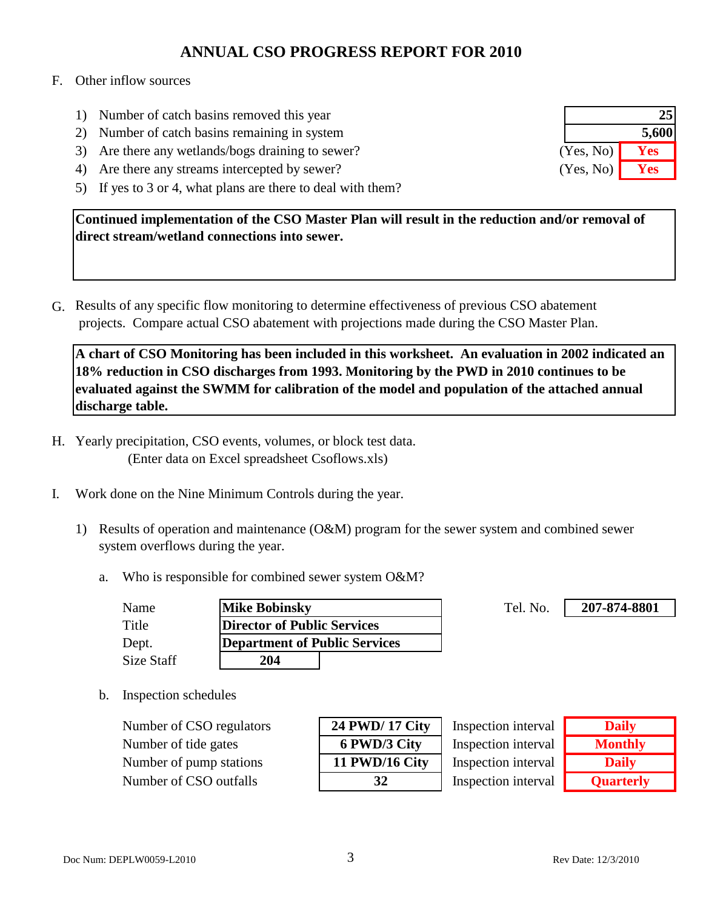## ANNUAL CSO PROGRESS REPORT FOR 2010

F. Other inflow sources

| | | |
|---|---|---|
| 1) Number of catch basins removed this year | | **25** |
| 2) Number of catch basins remaining in system | | **5,600** |
| 3) Are there any wetlands/bogs draining to sewer? | (Yes, No) | **Yes** |
| 4) Are there any streams intercepted by sewer? | (Yes, No) | **Yes** |

5) If yes to 3 or 4, what plans are there to deal with them?

**Continued implementation of the CSO Master Plan will result in the reduction and/or removal of direct stream/wetland connections into sewer.**

G. Results of any specific flow monitoring to determine effectiveness of previous CSO abatement projects. Compare actual CSO abatement with projections made during the CSO Master Plan.

**A chart of CSO Monitoring has been included in this worksheet. An evaluation in 2002 indicated an 18% reduction in CSO discharges from 1993. Monitoring by the PWD in 2010 continues to be evaluated against the SWMM for calibration of the model and population of the attached annual discharge table.**

H. Yearly precipitation, CSO events, volumes, or block test data.
(Enter data on Excel spreadsheet Csoflows.xls)

I. Work done on the Nine Minimum Controls during the year.

1) Results of operation and maintenance (O&M) program for the sewer system and combined sewer system overflows during the year.

a. Who is responsible for combined sewer system O&M?

| | | | |
|---|---|---|---|
| Name | **Mike Bobinsky** | Tel. No. | **207-874-8801** |
| Title | **Director of Public Services** | | |
| Dept. | **Department of Public Services** | | |
| Size Staff | **204** | | |

b. Inspection schedules

| | | | |
|---|---|---|---|
| Number of CSO regulators | **24 PWD/ 17 City** | Inspection interval | **Daily** |
| Number of tide gates | **6 PWD/3 City** | Inspection interval | **Monthly** |
| Number of pump stations | **11 PWD/16 City** | Inspection interval | **Daily** |
| Number of CSO outfalls | **32** | Inspection interval | **Quarterly** |

Doc Num: DEPLW0059-L2010 Rev Date: 12/3/2010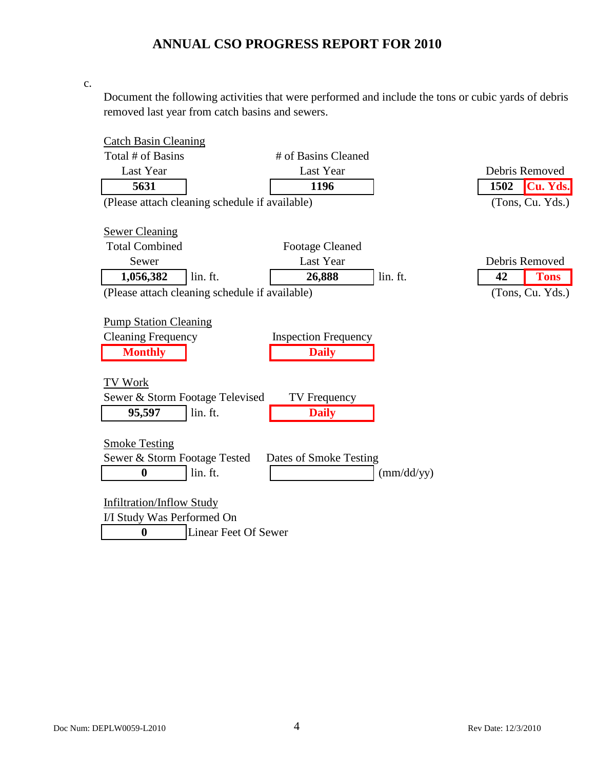# ANNUAL CSO PROGRESS REPORT FOR 2010

c.

Document the following activities that were performed and include the tons or cubic yards of debris removed last year from catch basins and sewers.

**Catch Basin Cleaning**

| Total # of Basins Last Year | # of Basins Cleaned Last Year | Debris Removed | |
|---|---|---|---|
| **5631** | **1196** | **1502** | **Cu. Yds.** |

(Please attach cleaning schedule if available) (Tons, Cu. Yds.)

**Sewer Cleaning**

| Total Combined Sewer | Footage Cleaned Last Year | Debris Removed | |
|---|---|---|---|
| **1,056,382** lin. ft. | **26,888** lin. ft. | **42** | **Tons** |

(Please attach cleaning schedule if available) (Tons, Cu. Yds.)

**Pump Station Cleaning**

| Cleaning Frequency | Inspection Frequency |
|---|---|
| **Monthly** | **Daily** |

**TV Work**

| Sewer & Storm Footage Televised | TV Frequency |
|---|---|
| **95,597** lin. ft. | **Daily** |

**Smoke Testing**

| Sewer & Storm Footage Tested | Dates of Smoke Testing |
|---|---|
| **0** lin. ft. | (mm/dd/yy) |

**Infiltration/Inflow Study**

I/I Study Was Performed On

**0** Linear Feet Of Sewer

Doc Num: DEPLW0059-L2010 Rev Date: 12/3/2010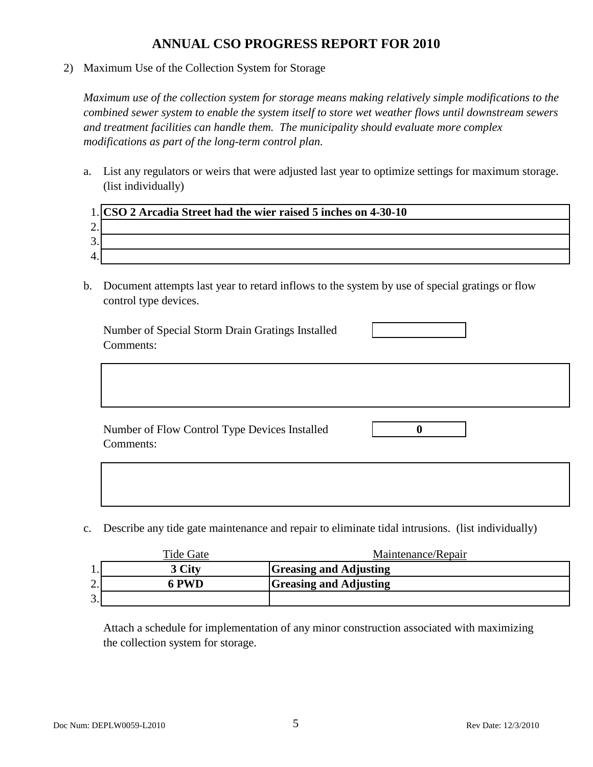## ANNUAL CSO PROGRESS REPORT FOR 2010

2) Maximum Use of the Collection System for Storage

*Maximum use of the collection system for storage means making relatively simple modifications to the combined sewer system to enable the system itself to store wet weather flows until downstream sewers and treatment facilities can handle them. The municipality should evaluate more complex modifications as part of the long-term control plan.*

a. List any regulators or weirs that were adjusted last year to optimize settings for maximum storage. (list individually)

| | |
|---|---|
| 1. | **CSO 2 Arcadia Street had the wier raised 5 inches on 4-30-10** |
| 2. | |
| 3. | |
| 4. | |

b. Document attempts last year to retard inflows to the system by use of special gratings or flow control type devices.

Number of Special Storm Drain Gratings Installed: 

Comments:

Number of Flow Control Type Devices Installed: **0**

Comments:

c. Describe any tide gate maintenance and repair to eliminate tidal intrusions. (list individually)

| | Tide Gate | Maintenance/Repair |
|---|---|---|
| 1. | **3 City** | **Greasing and Adjusting** |
| 2. | **6 PWD** | **Greasing and Adjusting** |
| 3. | | |

Attach a schedule for implementation of any minor construction associated with maximizing the collection system for storage.

Doc Num: DEPLW0059-L2010 Rev Date: 12/3/2010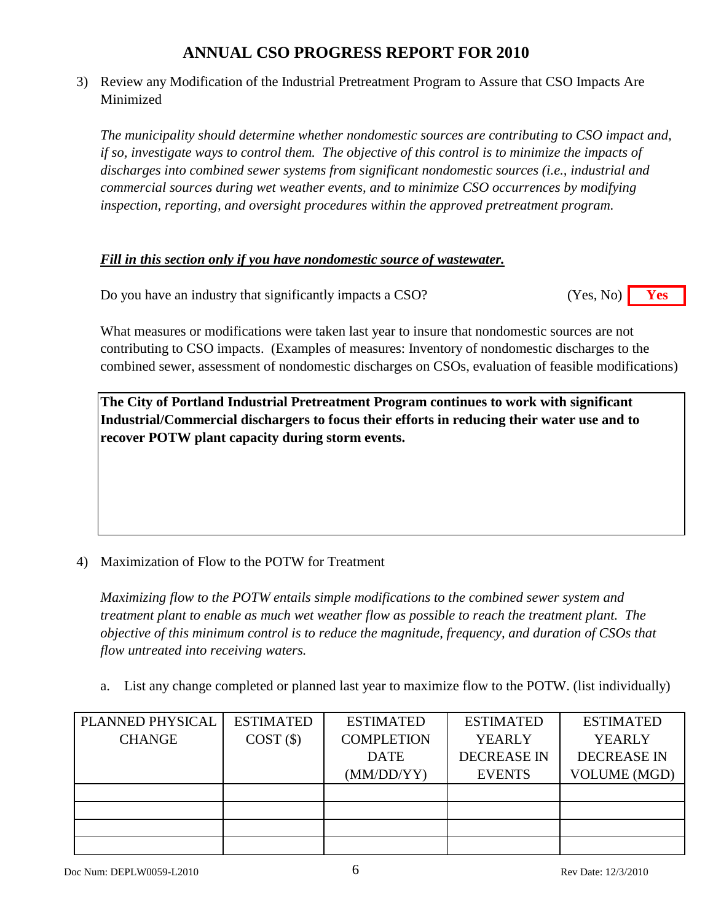# ANNUAL CSO PROGRESS REPORT FOR 2010

3) Review any Modification of the Industrial Pretreatment Program to Assure that CSO Impacts Are Minimized

*The municipality should determine whether nondomestic sources are contributing to CSO impact and, if so, investigate ways to control them. The objective of this control is to minimize the impacts of discharges into combined sewer systems from significant nondomestic sources (i.e., industrial and commercial sources during wet weather events, and to minimize CSO occurrences by modifying inspection, reporting, and oversight procedures within the approved pretreatment program.*

***Fill in this section only if you have nondomestic source of wastewater.***

Do you have an industry that significantly impacts a CSO? (Yes, No) **Yes**

What measures or modifications were taken last year to insure that nondomestic sources are not contributing to CSO impacts. (Examples of measures: Inventory of nondomestic discharges to the combined sewer, assessment of nondomestic discharges on CSOs, evaluation of feasible modifications)

**The City of Portland Industrial Pretreatment Program continues to work with significant Industrial/Commercial dischargers to focus their efforts in reducing their water use and to recover POTW plant capacity during storm events.**

4) Maximization of Flow to the POTW for Treatment

*Maximizing flow to the POTW entails simple modifications to the combined sewer system and treatment plant to enable as much wet weather flow as possible to reach the treatment plant. The objective of this minimum control is to reduce the magnitude, frequency, and duration of CSOs that flow untreated into receiving waters.*

a. List any change completed or planned last year to maximize flow to the POTW. (list individually)

| PLANNED PHYSICAL CHANGE | ESTIMATED COST ($) | ESTIMATED COMPLETION DATE (MM/DD/YY) | ESTIMATED YEARLY DECREASE IN EVENTS | ESTIMATED YEARLY DECREASE IN VOLUME (MGD) |
|---|---|---|---|---|
| | | | | |
| | | | | |
| | | | | |
| | | | | |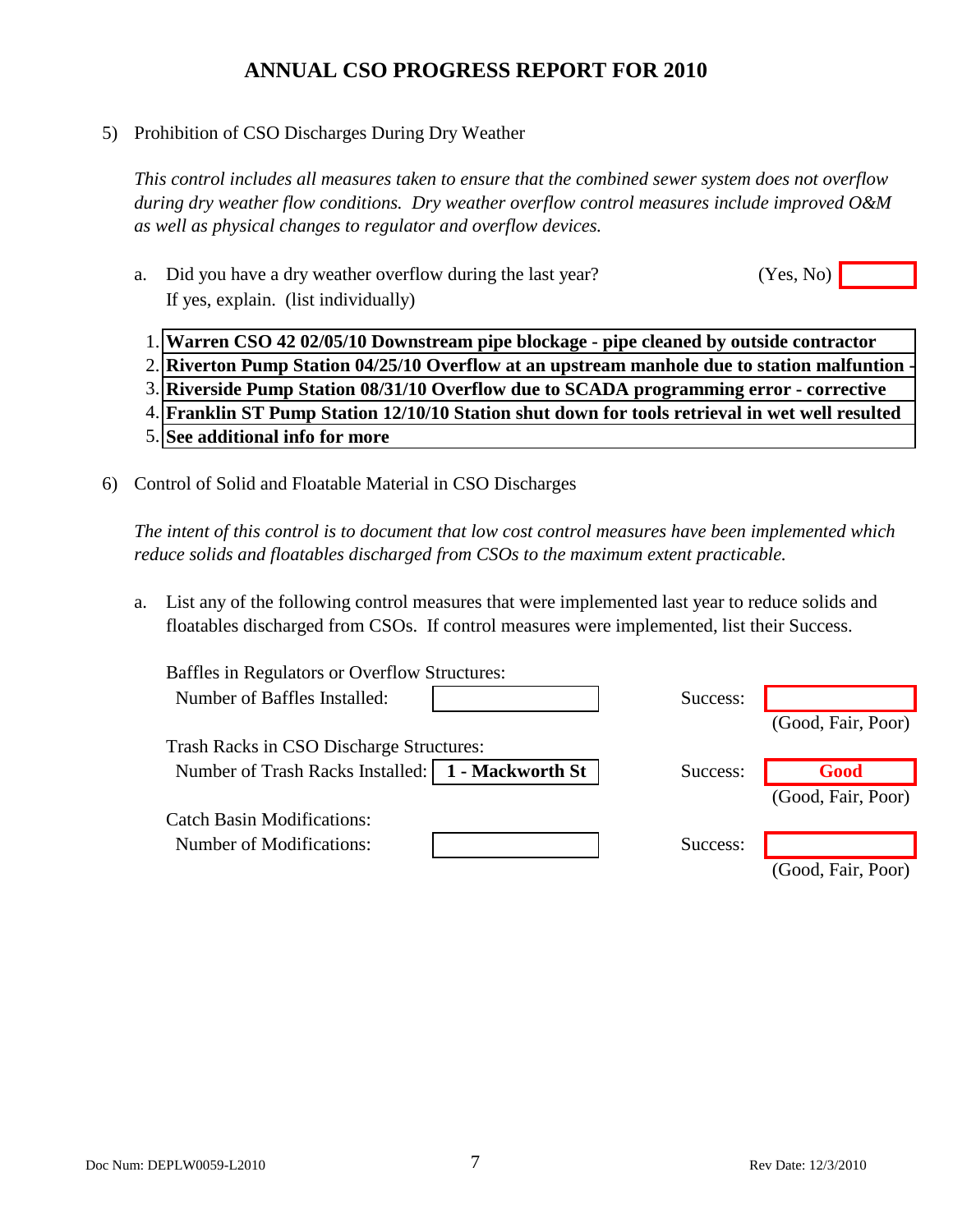# ANNUAL CSO PROGRESS REPORT FOR 2010

5) Prohibition of CSO Discharges During Dry Weather

*This control includes all measures taken to ensure that the combined sewer system does not overflow during dry weather flow conditions. Dry weather overflow control measures include improved O&M as well as physical changes to regulator and overflow devices.*

a. Did you have a dry weather overflow during the last year? (Yes, No) 
   If yes, explain. (list individually)

1. **Warren CSO 42 02/05/10 Downstream pipe blockage - pipe cleaned by outside contractor**
2. **Riverton Pump Station 04/25/10 Overflow at an upstream manhole due to station malfuntion -**
3. **Riverside Pump Station 08/31/10 Overflow due to SCADA programming error - corrective**
4. **Franklin ST Pump Station 12/10/10 Station shut down for tools retrieval in wet well resulted**
5. **See additional info for more**

6) Control of Solid and Floatable Material in CSO Discharges

*The intent of this control is to document that low cost control measures have been implemented which reduce solids and floatables discharged from CSOs to the maximum extent practicable.*

a. List any of the following control measures that were implemented last year to reduce solids and floatables discharged from CSOs. If control measures were implemented, list their Success.

Baffles in Regulators or Overflow Structures:
Number of Baffles Installed: Success: (Good, Fair, Poor)

Trash Racks in CSO Discharge Structures:
Number of Trash Racks Installed: **1 - Mackworth St** Success: **Good** (Good, Fair, Poor)

Catch Basin Modifications:
Number of Modifications: Success: (Good, Fair, Poor)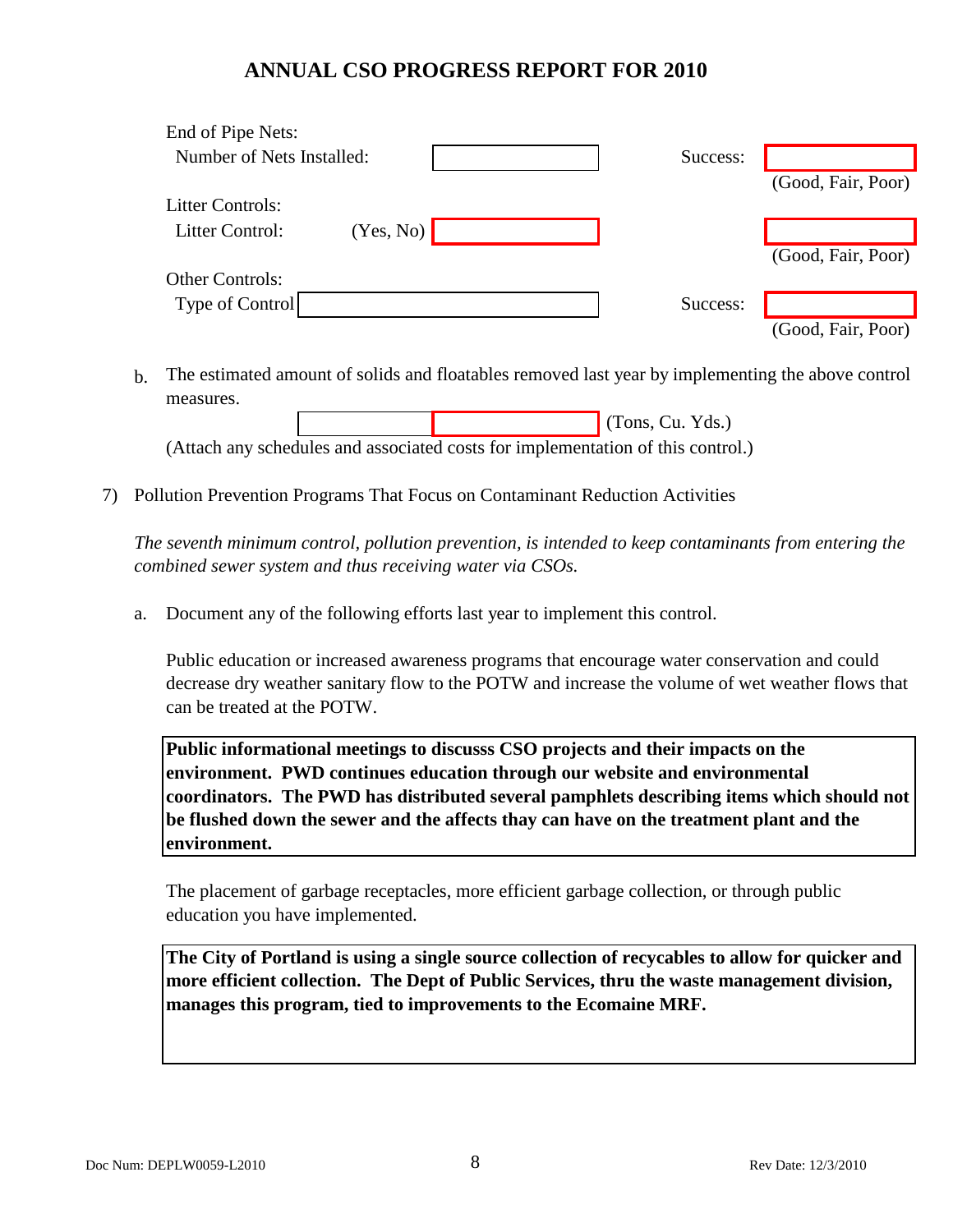# ANNUAL CSO PROGRESS REPORT FOR 2010

End of Pipe Nets:
Number of Nets Installed: ____________ Success: ____________ (Good, Fair, Poor)

Litter Controls:
Litter Control: (Yes, No) ____________ ____________ (Good, Fair, Poor)

Other Controls:
Type of Control ____________ Success: ____________ (Good, Fair, Poor)

b. The estimated amount of solids and floatables removed last year by implementing the above control measures.

____________ ____________ (Tons, Cu. Yds.)

(Attach any schedules and associated costs for implementation of this control.)

7) Pollution Prevention Programs That Focus on Contaminant Reduction Activities

*The seventh minimum control, pollution prevention, is intended to keep contaminants from entering the combined sewer system and thus receiving water via CSOs.*

a. Document any of the following efforts last year to implement this control.

Public education or increased awareness programs that encourage water conservation and could decrease dry weather sanitary flow to the POTW and increase the volume of wet weather flows that can be treated at the POTW.

**Public informational meetings to discusss CSO projects and their impacts on the environment. PWD continues education through our website and environmental coordinators. The PWD has distributed several pamphlets describing items which should not be flushed down the sewer and the affects thay can have on the treatment plant and the environment.**

The placement of garbage receptacles, more efficient garbage collection, or through public education you have implemented.

**The City of Portland is using a single source collection of recycables to allow for quicker and more efficient collection. The Dept of Public Services, thru the waste management division, manages this program, tied to improvements to the Ecomaine MRF.**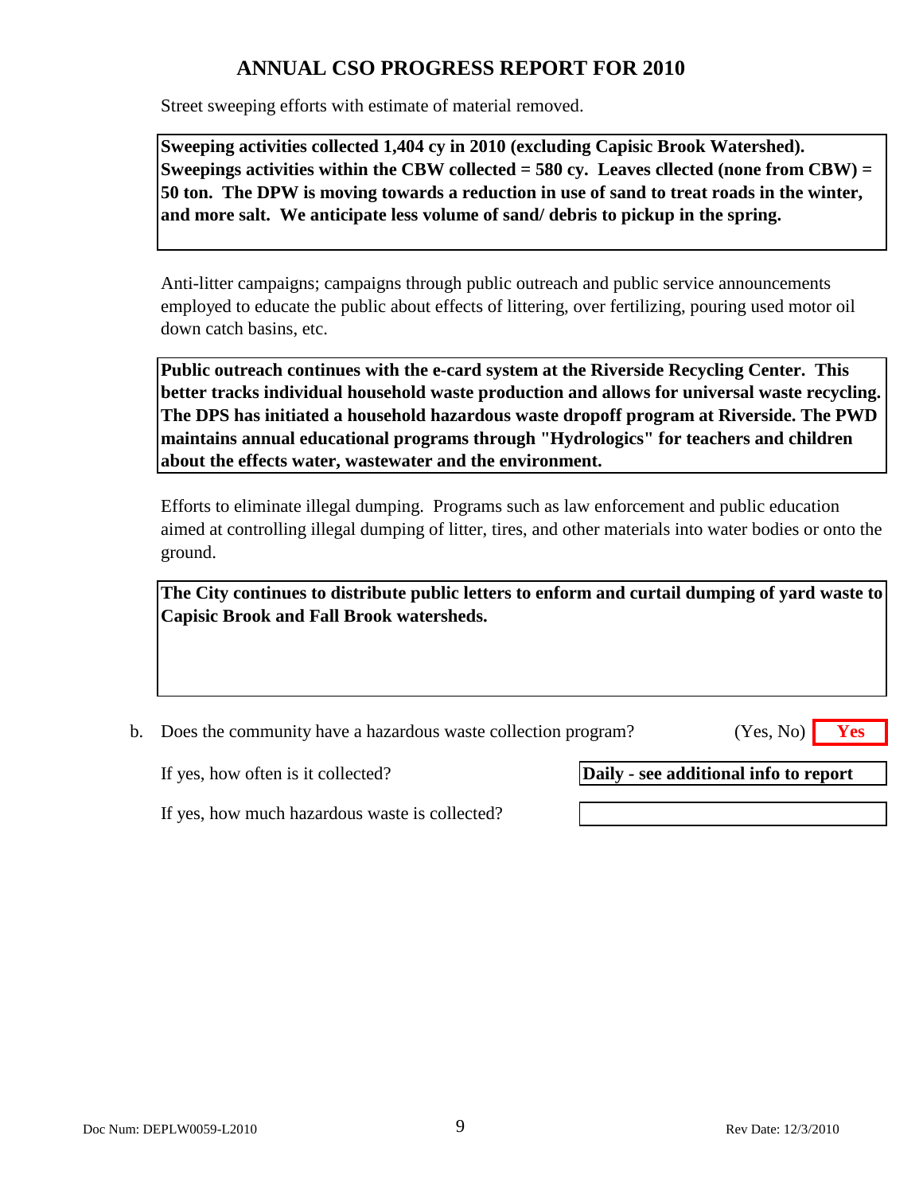# ANNUAL CSO PROGRESS REPORT FOR 2010

Street sweeping efforts with estimate of material removed.

**Sweeping activities collected 1,404 cy in 2010 (excluding Capisic Brook Watershed). Sweepings activities within the CBW collected = 580 cy. Leaves cllected (none from CBW) = 50 ton. The DPW is moving towards a reduction in use of sand to treat roads in the winter, and more salt. We anticipate less volume of sand/ debris to pickup in the spring.**

Anti-litter campaigns; campaigns through public outreach and public service announcements employed to educate the public about effects of littering, over fertilizing, pouring used motor oil down catch basins, etc.

**Public outreach continues with the e-card system at the Riverside Recycling Center. This better tracks individual household waste production and allows for universal waste recycling. The DPS has initiated a household hazardous waste dropoff program at Riverside. The PWD maintains annual educational programs through "Hydrologics" for teachers and children about the effects water, wastewater and the environment.**

Efforts to eliminate illegal dumping. Programs such as law enforcement and public education aimed at controlling illegal dumping of litter, tires, and other materials into water bodies or onto the ground.

**The City continues to distribute public letters to enform and curtail dumping of yard waste to Capisic Brook and Fall Brook watersheds.**

b. Does the community have a hazardous waste collection program? (Yes, No) **Yes**

If yes, how often is it collected? **Daily - see additional info to report**

If yes, how much hazardous waste is collected?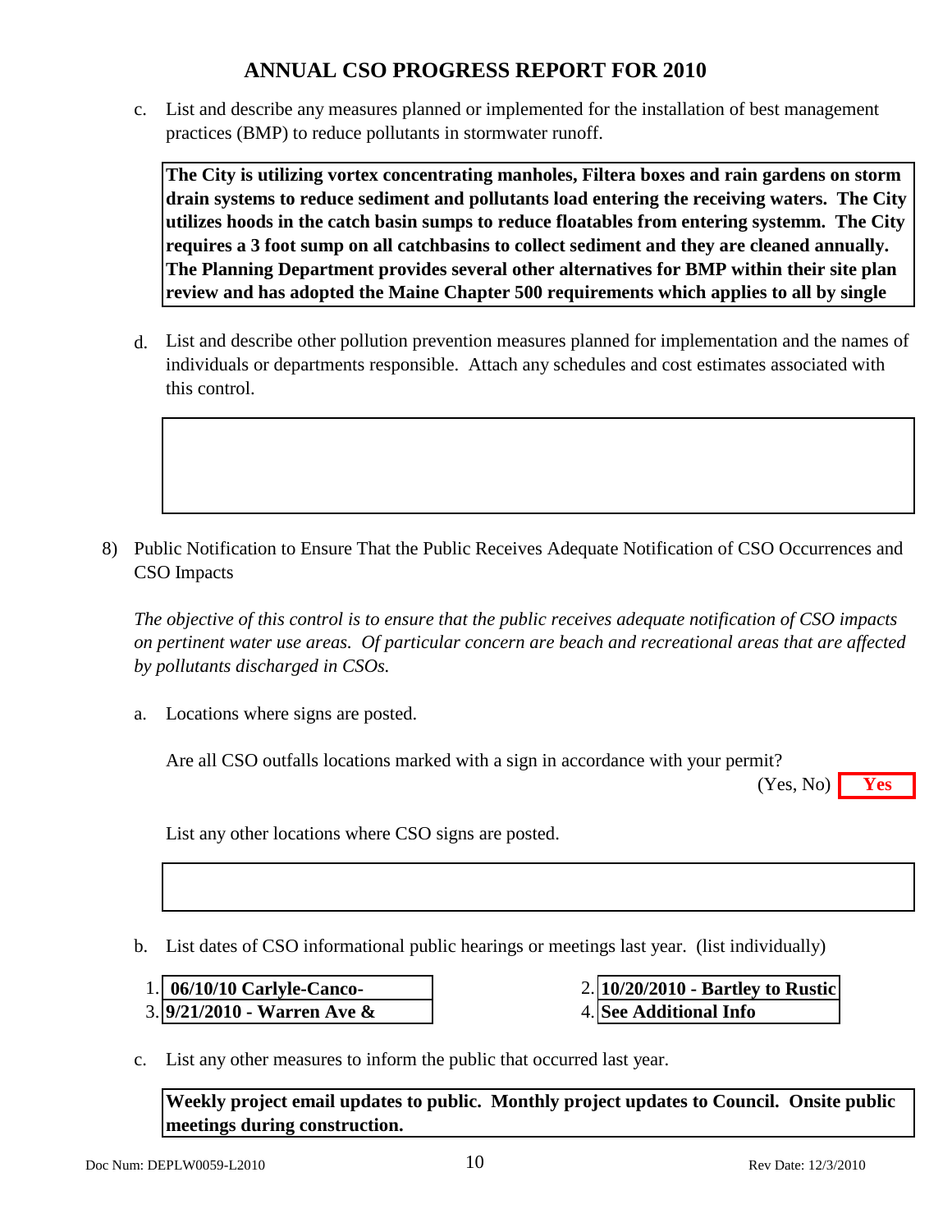# ANNUAL CSO PROGRESS REPORT FOR 2010

c. List and describe any measures planned or implemented for the installation of best management practices (BMP) to reduce pollutants in stormwater runoff.

**The City is utilizing vortex concentrating manholes, Filtera boxes and rain gardens on storm drain systems to reduce sediment and pollutants load entering the receiving waters. The City utilizes hoods in the catch basin sumps to reduce floatables from entering systemm. The City requires a 3 foot sump on all catchbasins to collect sediment and they are cleaned annually. The Planning Department provides several other alternatives for BMP within their site plan review and has adopted the Maine Chapter 500 requirements which applies to all by single**

d. List and describe other pollution prevention measures planned for implementation and the names of individuals or departments responsible. Attach any schedules and cost estimates associated with this control.

8) Public Notification to Ensure That the Public Receives Adequate Notification of CSO Occurrences and CSO Impacts

*The objective of this control is to ensure that the public receives adequate notification of CSO impacts on pertinent water use areas. Of particular concern are beach and recreational areas that are affected by pollutants discharged in CSOs.*

a. Locations where signs are posted.

Are all CSO outfalls locations marked with a sign in accordance with your permit?

(Yes, No) **Yes**

List any other locations where CSO signs are posted.

b. List dates of CSO informational public hearings or meetings last year. (list individually)

1. **06/10/10 Carlyle-Canco-**
2. **10/20/2010 - Bartley to Rustic**
3. **9/21/2010 - Warren Ave &**
4. **See Additional Info**

c. List any other measures to inform the public that occurred last year.

**Weekly project email updates to public. Monthly project updates to Council. Onsite public meetings during construction.**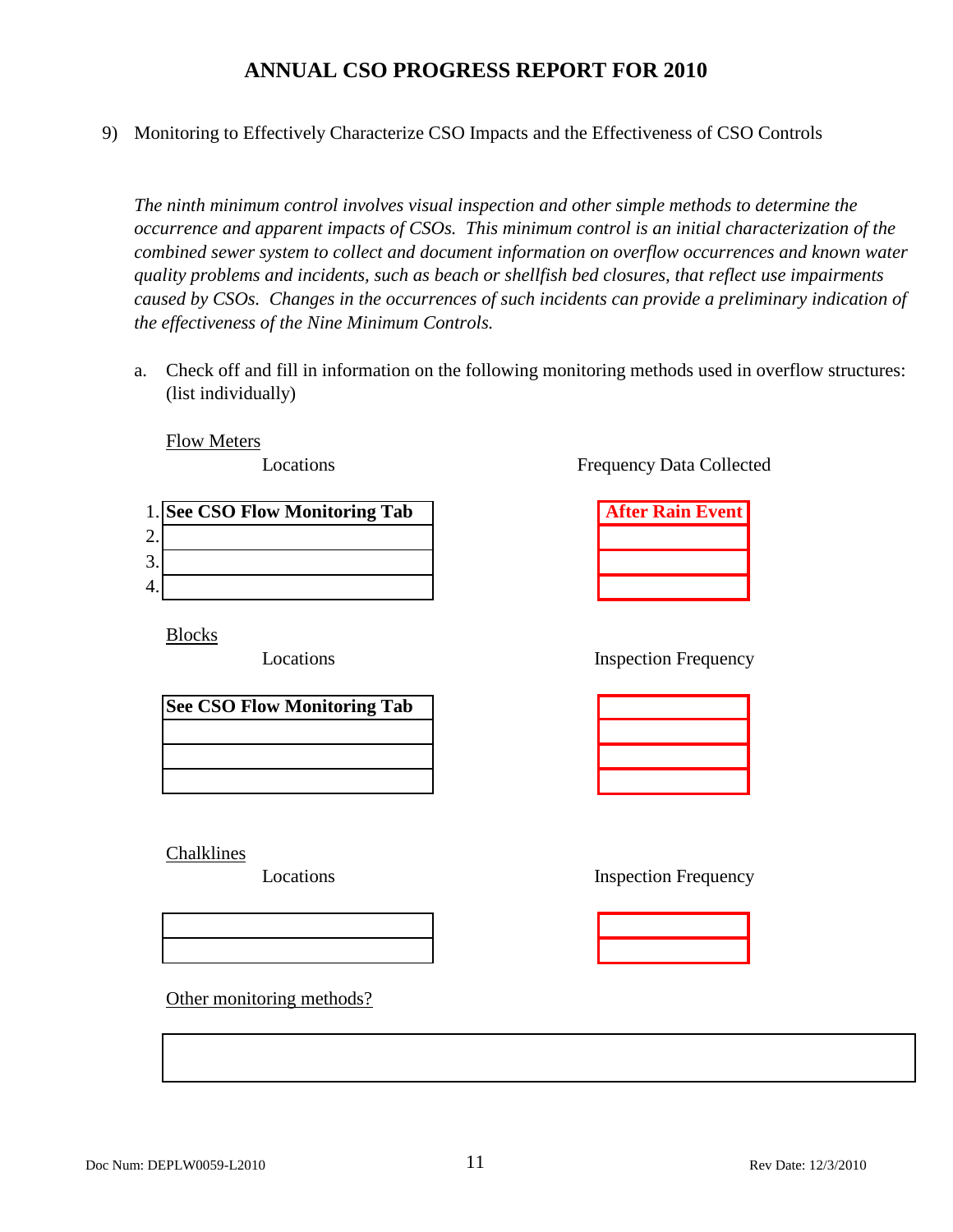# ANNUAL CSO PROGRESS REPORT FOR 2010

9) Monitoring to Effectively Characterize CSO Impacts and the Effectiveness of CSO Controls

*The ninth minimum control involves visual inspection and other simple methods to determine the occurrence and apparent impacts of CSOs. This minimum control is an initial characterization of the combined sewer system to collect and document information on overflow occurrences and known water quality problems and incidents, such as beach or shellfish bed closures, that reflect use impairments caused by CSOs. Changes in the occurrences of such incidents can provide a preliminary indication of the effectiveness of the Nine Minimum Controls.*

a. Check off and fill in information on the following monitoring methods used in overflow structures: (list individually)

Flow Meters

| | Locations | Frequency Data Collected |
|---|---|---|
| 1. | **See CSO Flow Monitoring Tab** | **After Rain Event** |
| 2. | | |
| 3. | | |
| 4. | | |

Blocks

| Locations | Inspection Frequency |
|---|---|
| **See CSO Flow Monitoring Tab** | |
| | |
| | |
| | |

Chalklines

| Locations | Inspection Frequency |
|---|---|
| | |
| | |

Other monitoring methods?

| |
|---|
| |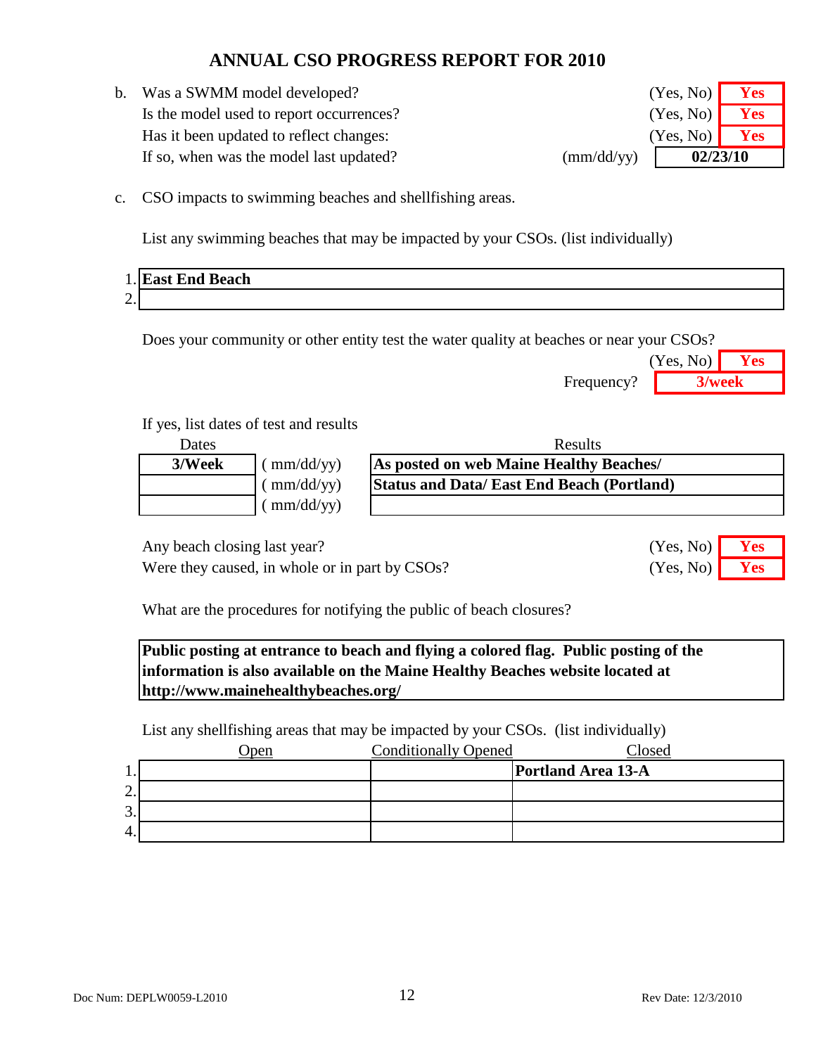## ANNUAL CSO PROGRESS REPORT FOR 2010

b. Was a SWMM model developed? (Yes, No) **Yes**

Is the model used to report occurrences? (Yes, No) **Yes**

Has it been updated to reflect changes: (Yes, No) **Yes**

If so, when was the model last updated? (mm/dd/yy) **02/23/10**

c. CSO impacts to swimming beaches and shellfishing areas.

List any swimming beaches that may be impacted by your CSOs. (list individually)

1. **East End Beach**
2.

Does your community or other entity test the water quality at beaches or near your CSOs? (Yes, No) **Yes**

Frequency? **3/week**

If yes, list dates of test and results

| Dates | | Results |
|---|---|---|
| **3/Week** | ( mm/dd/yy) | **As posted on web Maine Healthy Beaches/** |
| | ( mm/dd/yy) | **Status and Data/ East End Beach (Portland)** |
| | ( mm/dd/yy) | |

Any beach closing last year? (Yes, No) **Yes**

Were they caused, in whole or in part by CSOs? (Yes, No) **Yes**

What are the procedures for notifying the public of beach closures?

**Public posting at entrance to beach and flying a colored flag. Public posting of the information is also available on the Maine Healthy Beaches website located at http://www.mainehealthybeaches.org/**

List any shellfishing areas that may be impacted by your CSOs. (list individually)

| | Open | Conditionally Opened | Closed |
|---|---|---|---|
| 1. | | | **Portland Area 13-A** |
| 2. | | | |
| 3. | | | |
| 4. | | | |

Doc Num: DEPLW0059-L2010 Rev Date: 12/3/2010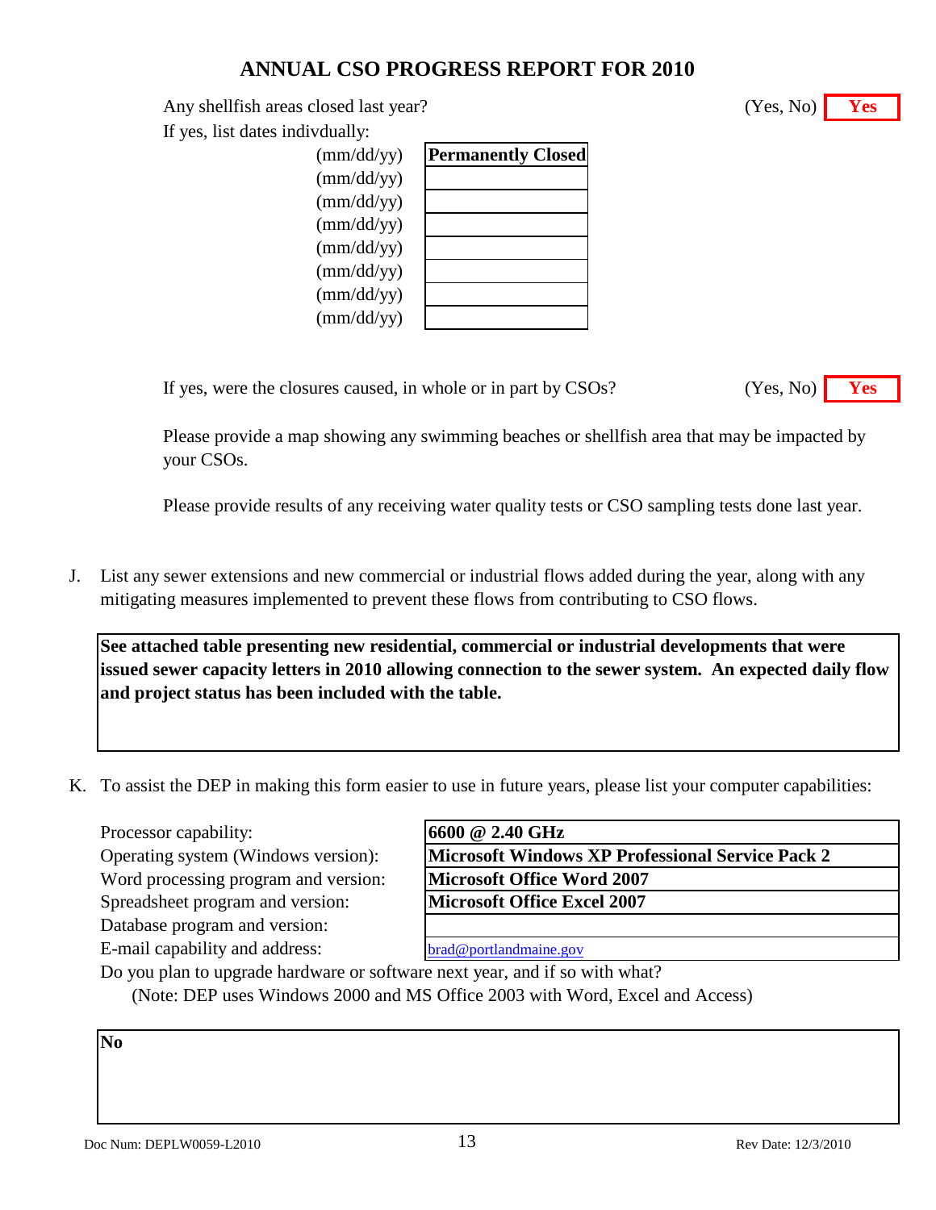# ANNUAL CSO PROGRESS REPORT FOR 2010

Any shellfish areas closed last year? (Yes, No) **Yes**

If yes, list dates indivdually:

| | |
|---|---|
| (mm/dd/yy) | **Permanently Closed** |
| (mm/dd/yy) | |
| (mm/dd/yy) | |
| (mm/dd/yy) | |
| (mm/dd/yy) | |
| (mm/dd/yy) | |
| (mm/dd/yy) | |
| (mm/dd/yy) | |

If yes, were the closures caused, in whole or in part by CSOs? (Yes, No) **Yes**

Please provide a map showing any swimming beaches or shellfish area that may be impacted by your CSOs.

Please provide results of any receiving water quality tests or CSO sampling tests done last year.

J. List any sewer extensions and new commercial or industrial flows added during the year, along with any mitigating measures implemented to prevent these flows from contributing to CSO flows.

**See attached table presenting new residential, commercial or industrial developments that were issued sewer capacity letters in 2010 allowing connection to the sewer system. An expected daily flow and project status has been included with the table.**

K. To assist the DEP in making this form easier to use in future years, please list your computer capabilities:

| | |
|---|---|
| Processor capability: | **6600 @ 2.40 GHz** |
| Operating system (Windows version): | **Microsoft Windows XP Professional Service Pack 2** |
| Word processing program and version: | **Microsoft Office Word 2007** |
| Spreadsheet program and version: | **Microsoft Office Excel 2007** |
| Database program and version: | |
| E-mail capability and address: | brad@portlandmaine.gov |

Do you plan to upgrade hardware or software next year, and if so with what?
(Note: DEP uses Windows 2000 and MS Office 2003 with Word, Excel and Access)

**No**

Doc Num: DEPLW0059-L2010 Rev Date: 12/3/2010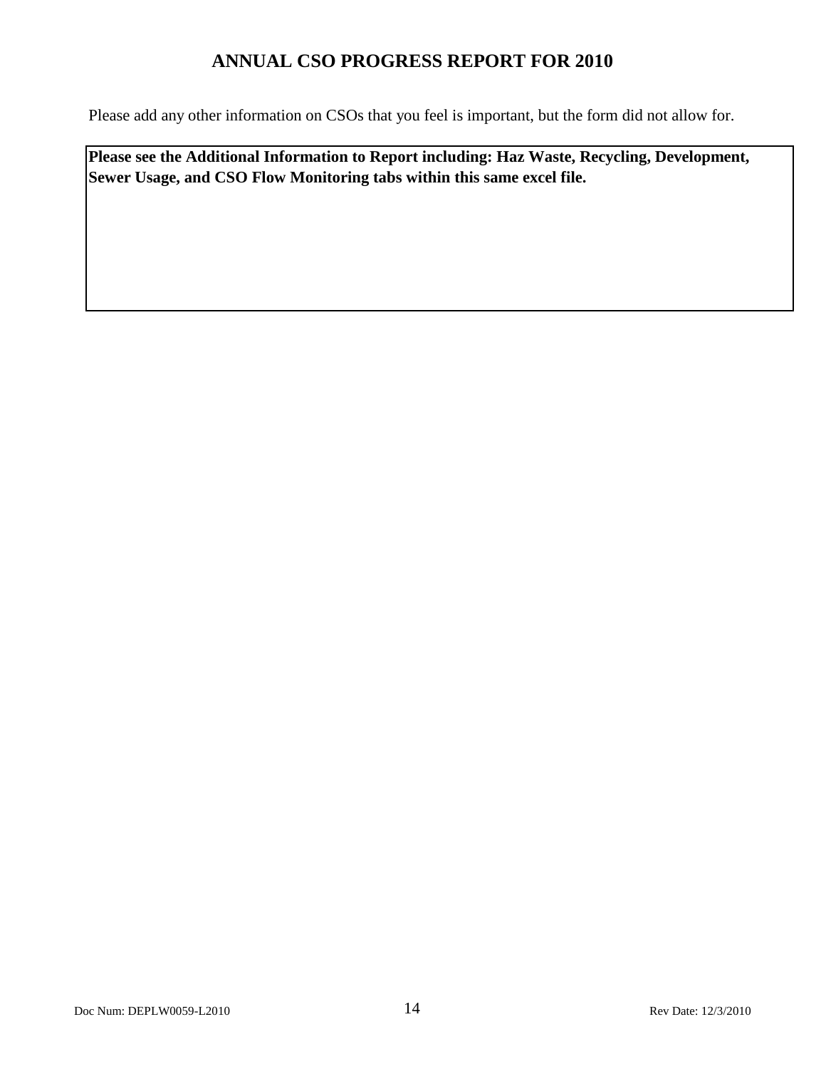# ANNUAL CSO PROGRESS REPORT FOR 2010

Please add any other information on CSOs that you feel is important, but the form did not allow for.

| **Please see the Additional Information to Report including: Haz Waste, Recycling, Development, Sewer Usage, and CSO Flow Monitoring tabs within this same excel file.** |
|---|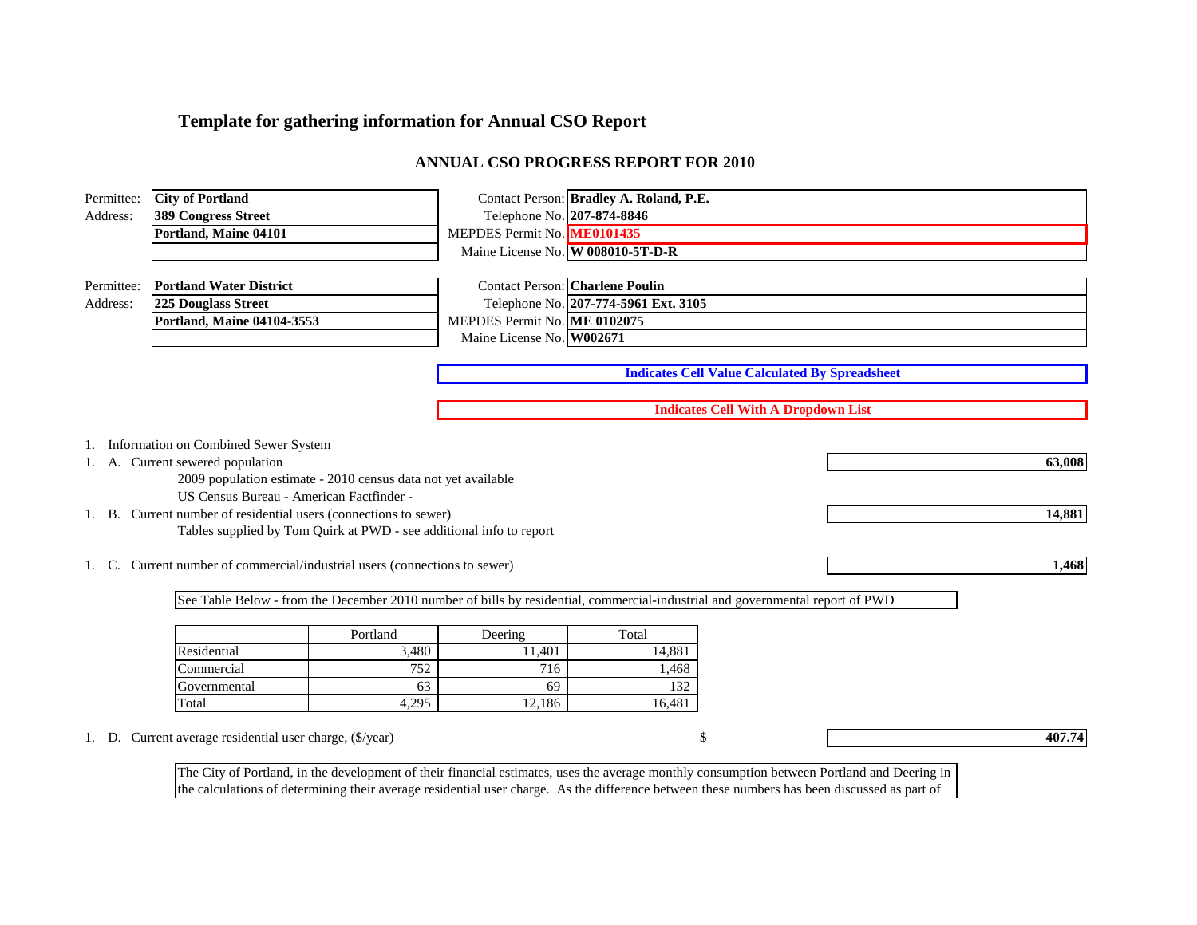# Template for gathering information for Annual CSO Report

## ANNUAL CSO PROGRESS REPORT FOR 2010

| | | | |
|---|---|---|---|
| Permittee: | **City of Portland** | Contact Person: | **Bradley A. Roland, P.E.** |
| Address: | **389 Congress Street** | Telephone No. | **207-874-8846** |
| | **Portland, Maine 04101** | MEPDES Permit No. | **ME0101435** |
| | | Maine License No. | **W 008010-5T-D-R** |

| | | | |
|---|---|---|---|
| Permittee: | **Portland Water District** | Contact Person: | **Charlene Poulin** |
| Address: | **225 Douglass Street** | Telephone No. | **207-774-5961 Ext. 3105** |
| | **Portland, Maine 04104-3553** | MEPDES Permit No. | **ME 0102075** |
| | | Maine License No. | **W002671** |

**Indicates Cell Value Calculated By Spreadsheet**

**Indicates Cell With A Dropdown List**

1. Information on Combined Sewer System

1. A. Current sewered population — **63,008**

   2009 population estimate - 2010 census data not yet available
   US Census Bureau - American Factfinder -

1. B. Current number of residential users (connections to sewer) — **14,881**

   Tables supplied by Tom Quirk at PWD - see additional info to report

1. C. Current number of commercial/industrial users (connections to sewer) — **1,468**

See Table Below - from the December 2010 number of bills by residential, commercial-industrial and governmental report of PWD

| | Portland | Deering | Total |
|---|---|---|---|
| Residential | 3,480 | 11,401 | 14,881 |
| Commercial | 752 | 716 | 1,468 |
| Governmental | 63 | 69 | 132 |
| Total | 4,295 | 12,186 | 16,481 |

1. D. Current average residential user charge, ($/year) $ **407.74**

The City of Portland, in the development of their financial estimates, uses the average monthly consumption between Portland and Deering in the calculations of determining their average residential user charge. As the difference between these numbers has been discussed as part of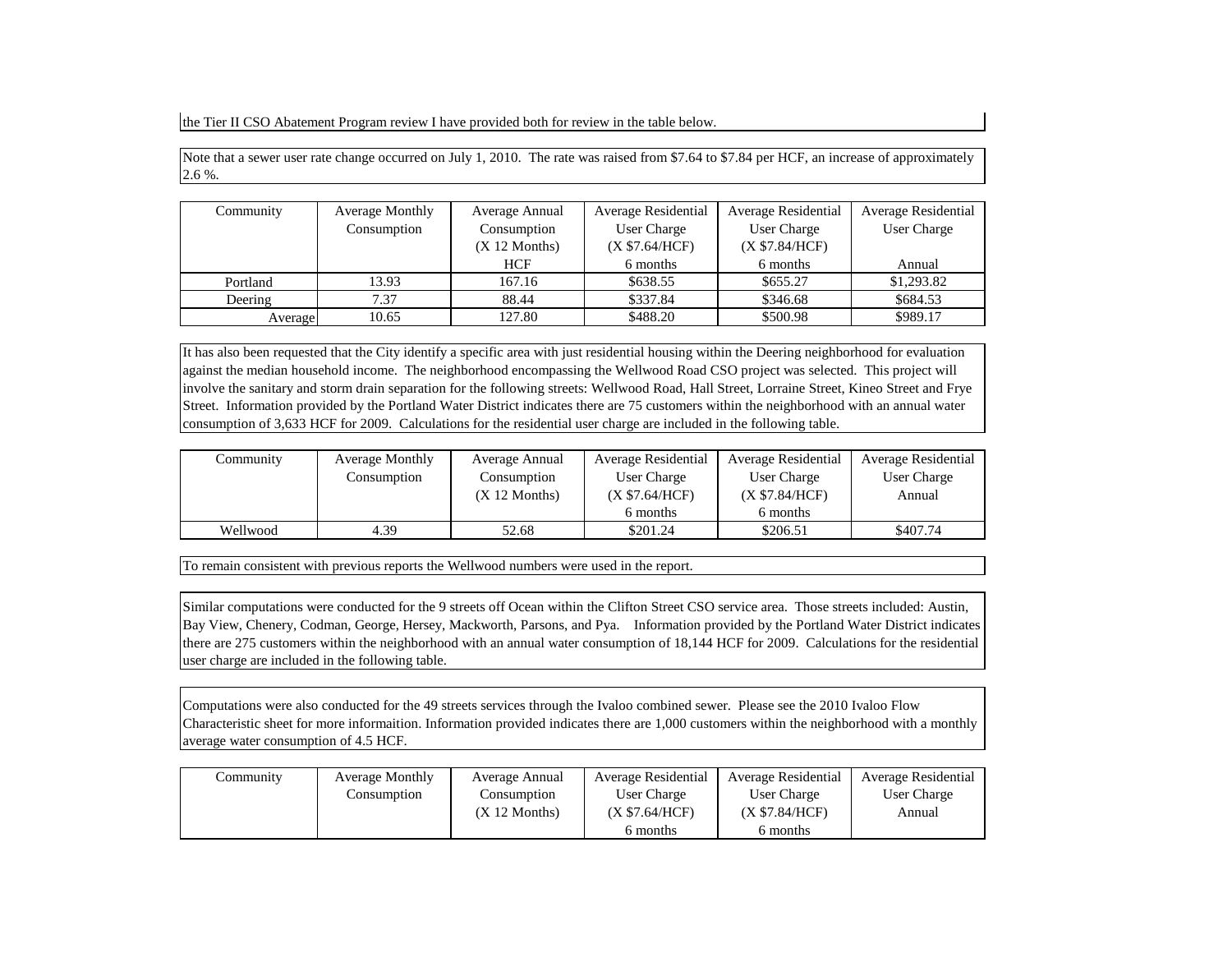the Tier II CSO Abatement Program review I have provided both for review in the table below.

Note that a sewer user rate change occurred on July 1, 2010. The rate was raised from $7.64 to $7.84 per HCF, an increase of approximately 2.6 %.

| Community | Average Monthly Consumption | Average Annual Consumption (X 12 Months) HCF | Average Residential User Charge (X $7.64/HCF) 6 months | Average Residential User Charge (X $7.84/HCF) 6 months | Average Residential User Charge Annual |
|---|---|---|---|---|---|
| Portland | 13.93 | 167.16 | $638.55 | $655.27 | $1,293.82 |
| Deering | 7.37 | 88.44 | $337.84 | $346.68 | $684.53 |
| Average | 10.65 | 127.80 | $488.20 | $500.98 | $989.17 |

It has also been requested that the City identify a specific area with just residential housing within the Deering neighborhood for evaluation against the median household income. The neighborhood encompassing the Wellwood Road CSO project was selected. This project will involve the sanitary and storm drain separation for the following streets: Wellwood Road, Hall Street, Lorraine Street, Kineo Street and Frye Street. Information provided by the Portland Water District indicates there are 75 customers within the neighborhood with an annual water consumption of 3,633 HCF for 2009. Calculations for the residential user charge are included in the following table.

| Community | Average Monthly Consumption | Average Annual Consumption (X 12 Months) | Average Residential User Charge (X $7.64/HCF) 6 months | Average Residential User Charge (X $7.84/HCF) 6 months | Average Residential User Charge Annual |
|---|---|---|---|---|---|
| Wellwood | 4.39 | 52.68 | $201.24 | $206.51 | $407.74 |

To remain consistent with previous reports the Wellwood numbers were used in the report.

Similar computations were conducted for the 9 streets off Ocean within the Clifton Street CSO service area. Those streets included: Austin, Bay View, Chenery, Codman, George, Hersey, Mackworth, Parsons, and Pya. Information provided by the Portland Water District indicates there are 275 customers within the neighborhood with an annual water consumption of 18,144 HCF for 2009. Calculations for the residential user charge are included in the following table.

Computations were also conducted for the 49 streets services through the Ivaloo combined sewer. Please see the 2010 Ivaloo Flow Characteristic sheet for more informaition. Information provided indicates there are 1,000 customers within the neighborhood with a monthly average water consumption of 4.5 HCF.

| Community | Average Monthly Consumption | Average Annual Consumption (X 12 Months) | Average Residential User Charge (X $7.64/HCF) 6 months | Average Residential User Charge (X $7.84/HCF) 6 months | Average Residential User Charge Annual |
|---|---|---|---|---|---|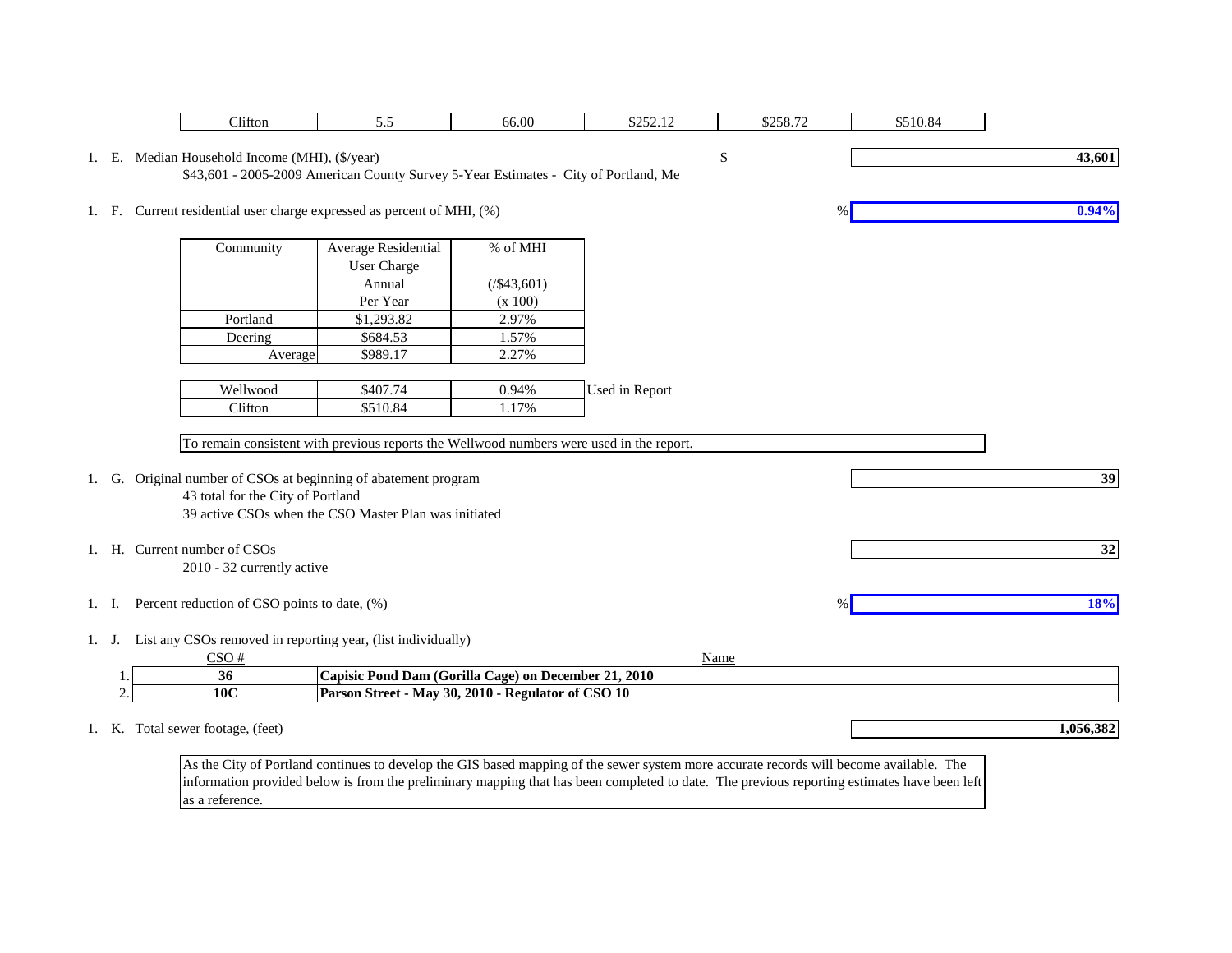| Clifton | 5.5 | 66.00 | $252.12 | $258.72 | $510.84 |
|---|---|---|---|---|---|

1. E. Median Household Income (MHI), ($/year) $ **43,601**

$43,601 - 2005-2009 American County Survey 5-Year Estimates - City of Portland, Me

1. F. Current residential user charge expressed as percent of MHI, (%) % **0.94%**

| Community | Average Residential User Charge Annual Per Year | % of MHI (/$43,601) (x 100) | |
|---|---|---|---|
| Portland | $1,293.82 | 2.97% | |
| Deering | $684.53 | 1.57% | |
| Average | $989.17 | 2.27% | |
| Wellwood | $407.74 | 0.94% | Used in Report |
| Clifton | $510.84 | 1.17% | |

To remain consistent with previous reports the Wellwood numbers were used in the report.

1. G. Original number of CSOs at beginning of abatement program **39**

43 total for the City of Portland

39 active CSOs when the CSO Master Plan was initiated

1. H. Current number of CSOs **32**

2010 - 32 currently active

1. I. Percent reduction of CSO points to date, (%) % **18%**

1. J. List any CSOs removed in reporting year, (list individually)

| | CSO # | Name |
|---|---|---|
| 1. | **36** | **Capisic Pond Dam (Gorilla Cage) on December 21, 2010** |
| 2. | **10C** | **Parson Street - May 30, 2010 - Regulator of CSO 10** |

1. K. Total sewer footage, (feet) **1,056,382**

As the City of Portland continues to develop the GIS based mapping of the sewer system more accurate records will become available. The information provided below is from the preliminary mapping that has been completed to date. The previous reporting estimates have been left as a reference.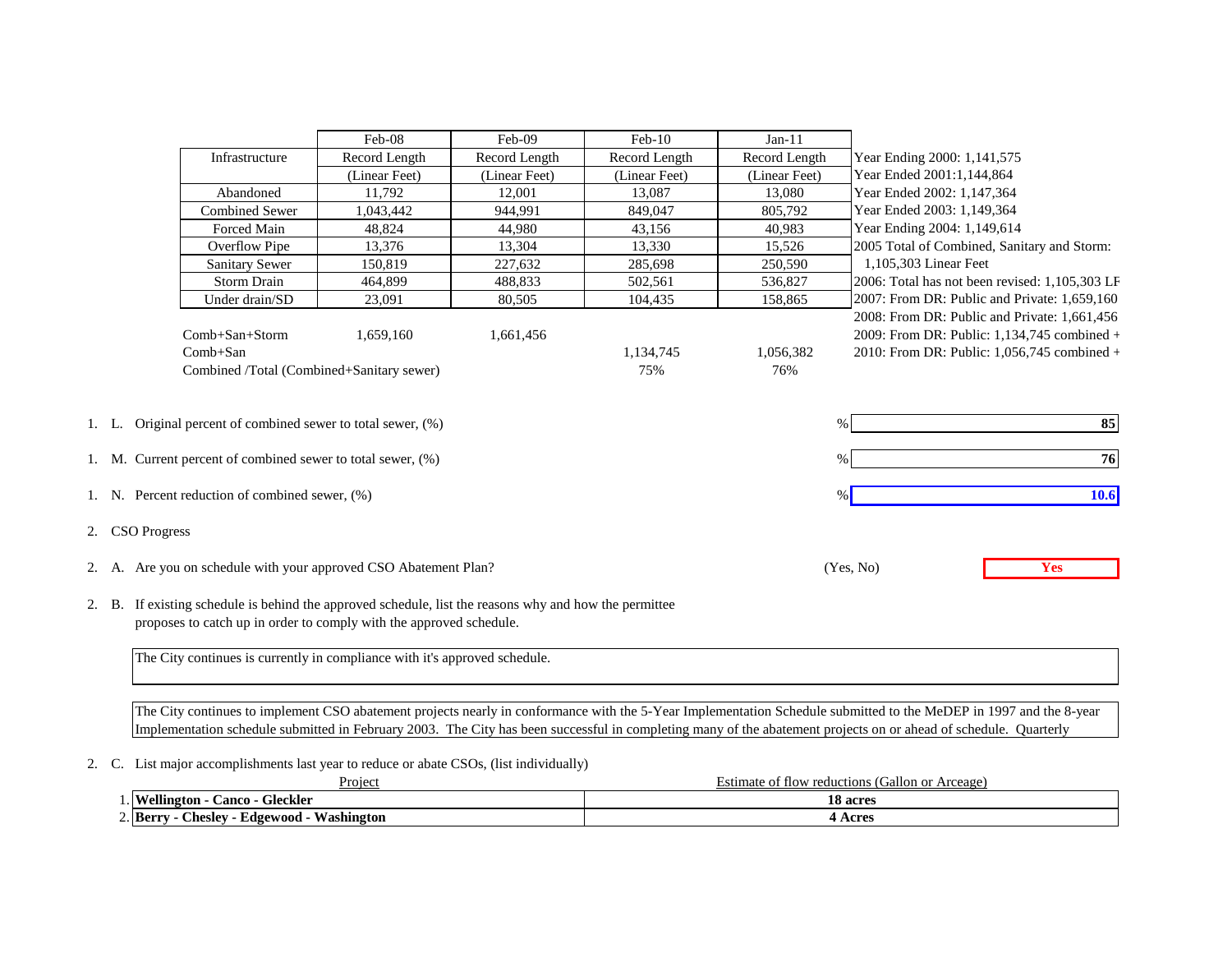| | Feb-08 | Feb-09 | Feb-10 | Jan-11 |
|---|---|---|---|---|
| Infrastructure | Record Length | Record Length | Record Length | Record Length |
| | (Linear Feet) | (Linear Feet) | (Linear Feet) | (Linear Feet) |
| Abandoned | 11,792 | 12,001 | 13,087 | 13,080 |
| Combined Sewer | 1,043,442 | 944,991 | 849,047 | 805,792 |
| Forced Main | 48,824 | 44,980 | 43,156 | 40,983 |
| Overflow Pipe | 13,376 | 13,304 | 13,330 | 15,526 |
| Sanitary Sewer | 150,819 | 227,632 | 285,698 | 250,590 |
| Storm Drain | 464,899 | 488,833 | 502,561 | 536,827 |
| Under drain/SD | 23,091 | 80,505 | 104,435 | 158,865 |
| Comb+San+Storm | 1,659,160 | 1,661,456 | | |
| Comb+San | | | 1,134,745 | 1,056,382 |
| Combined /Total (Combined+Sanitary sewer) | | | 75% | 76% |

Year Ending 2000: 1,141,575
Year Ended 2001:1,144,864
Year Ended 2002: 1,147,364
Year Ended 2003: 1,149,364
Year Ending 2004: 1,149,614
2005 Total of Combined, Sanitary and Storm: 1,105,303 Linear Feet
2006: Total has not been revised: 1,105,303 LF
2007: From DR: Public and Private: 1,659,160
2008: From DR: Public and Private: 1,661,456
2009: From DR: Public: 1,134,745 combined +
2010: From DR: Public: 1,056,745 combined +

1. L. Original percent of combined sewer to total sewer, (%) — % **85**

1. M. Current percent of combined sewer to total sewer, (%) — % **76**

1. N. Percent reduction of combined sewer, (%) — % **10.6**

2. CSO Progress

2. A. Are you on schedule with your approved CSO Abatement Plan? (Yes, No) **Yes**

2. B. If existing schedule is behind the approved schedule, list the reasons why and how the permittee proposes to catch up in order to comply with the approved schedule.

The City continues is currently in compliance with it's approved schedule.

The City continues to implement CSO abatement projects nearly in conformance with the 5-Year Implementation Schedule submitted to the MeDEP in 1997 and the 8-year Implementation schedule submitted in February 2003. The City has been successful in completing many of the abatement projects on or ahead of schedule. Quarterly

2. C. List major accomplishments last year to reduce or abate CSOs, (list individually)

| | Project | Estimate of flow reductions (Gallon or Arceage) |
|---|---|---|
| 1. | **Wellington - Canco - Gleckler** | **18 acres** |
| 2. | **Berry - Chesley - Edgewood - Washington** | **4 Acres** |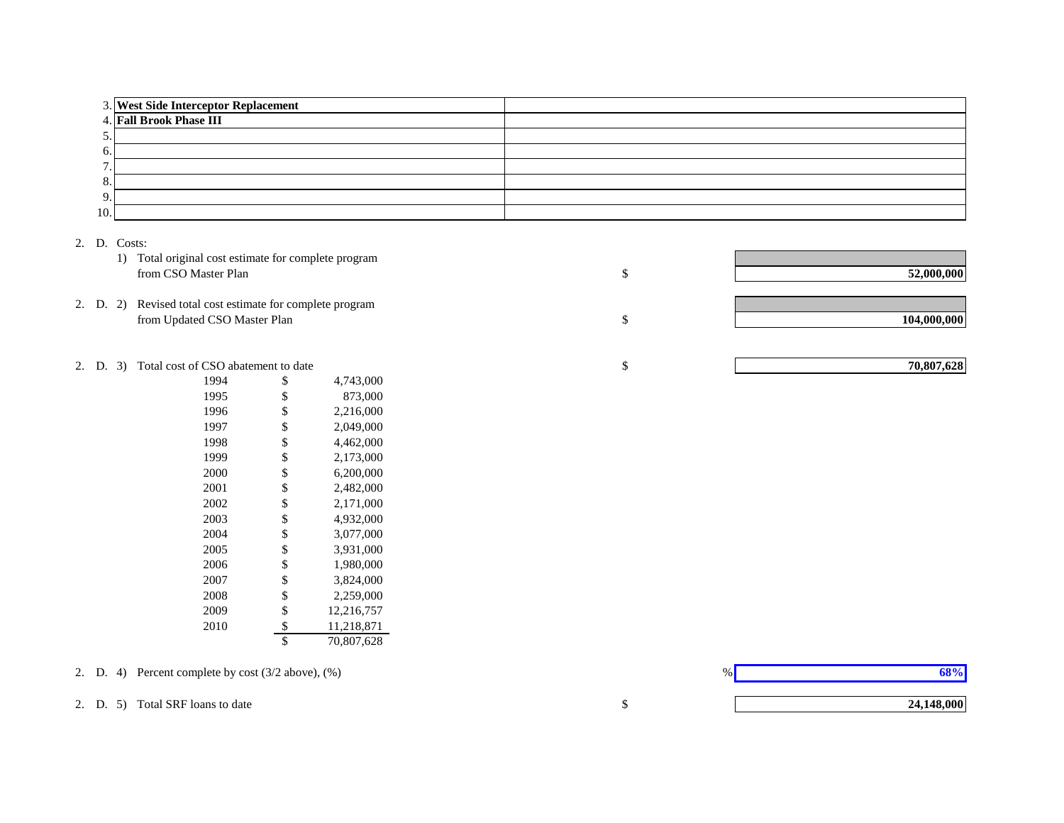| | | |
|---|---|---|
| 3. | **West Side Interceptor Replacement** | |
| 4. | **Fall Brook Phase III** | |
| 5. | | |
| 6. | | |
| 7. | | |
| 8. | | |
| 9. | | |
| 10. | | |

2. D. Costs:

1) Total original cost estimate for complete program from CSO Master Plan — $ **52,000,000**

2. D. 2) Revised total cost estimate for complete program from Updated CSO Master Plan — $ **104,000,000**

2. D. 3) Total cost of CSO abatement to date — $ **70,807,628**

| Year | | Amount |
|---|---|---|
| 1994 | $ | 4,743,000 |
| 1995 | $ | 873,000 |
| 1996 | $ | 2,216,000 |
| 1997 | $ | 2,049,000 |
| 1998 | $ | 4,462,000 |
| 1999 | $ | 2,173,000 |
| 2000 | $ | 6,200,000 |
| 2001 | $ | 2,482,000 |
| 2002 | $ | 2,171,000 |
| 2003 | $ | 4,932,000 |
| 2004 | $ | 3,077,000 |
| 2005 | $ | 3,931,000 |
| 2006 | $ | 1,980,000 |
| 2007 | $ | 3,824,000 |
| 2008 | $ | 2,259,000 |
| 2009 | $ | 12,216,757 |
| 2010 | $ | 11,218,871 |
| | $ | 70,807,628 |

2. D. 4) Percent complete by cost (3/2 above), (%) — % **68%**

2. D. 5) Total SRF loans to date — $ **24,148,000**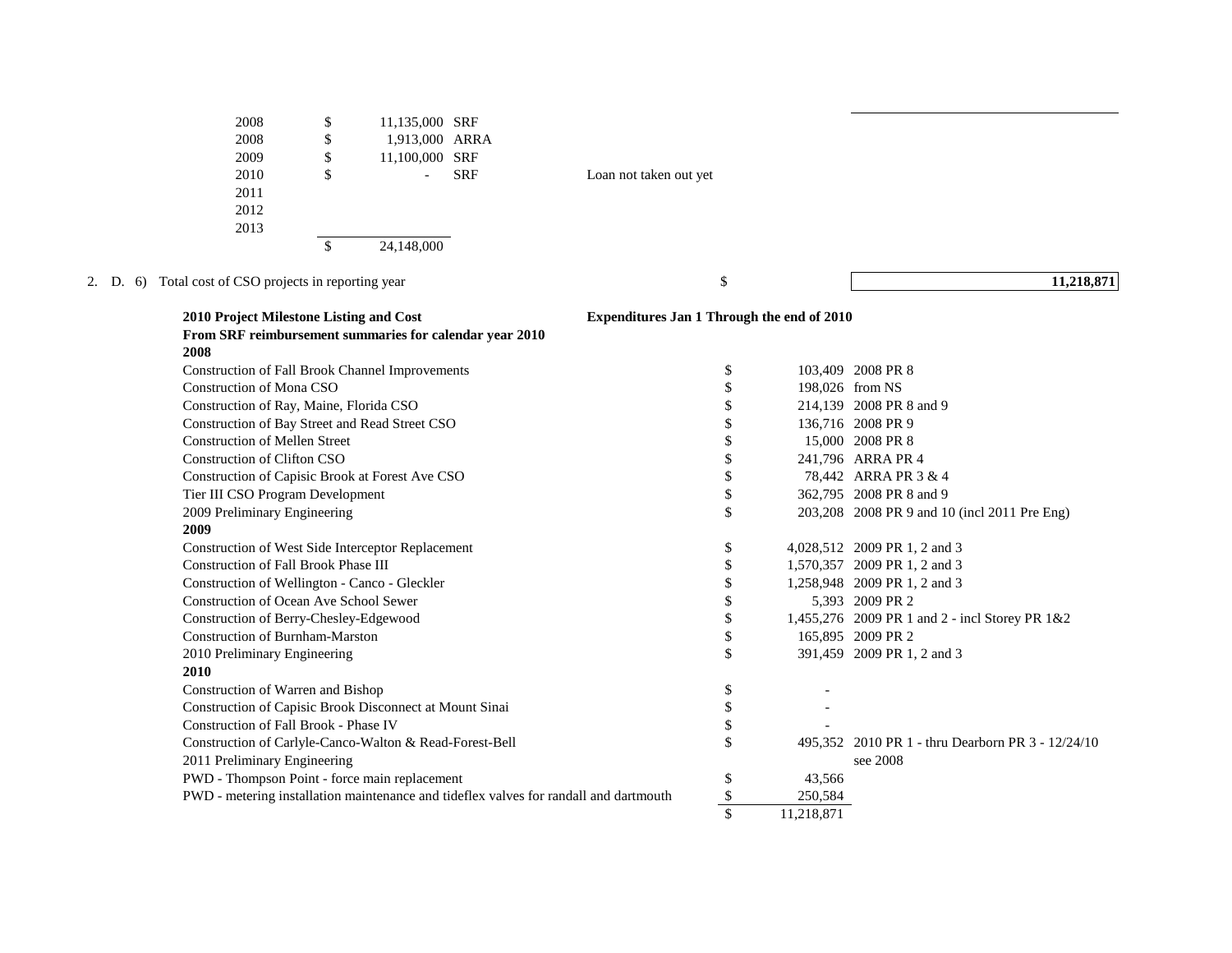| Year | | Amount | Type | |
|---|---|---|---|---|
| 2008 | $ | 11,135,000 | SRF | |
| 2008 | $ | 1,913,000 | ARRA | |
| 2009 | $ | 11,100,000 | SRF | |
| 2010 | $ | - | SRF | Loan not taken out yet |
| 2011 | | | | |
| 2012 | | | | |
| 2013 | | | | |
| | $ | 24,148,000 | | |

2. D. 6) Total cost of CSO projects in reporting year $ **11,218,871**

| **2010 Project Milestone Listing and Cost**<br>**From SRF reimbursement summaries for calendar year 2010** | **Expenditures Jan 1 Through the end of 2010** | | |
|---|---|---|---|
| **2008** | | | |
| Construction of Fall Brook Channel Improvements | $ | 103,409 | 2008 PR 8 |
| Construction of Mona CSO | $ | 198,026 | from NS |
| Construction of Ray, Maine, Florida CSO | $ | 214,139 | 2008 PR 8 and 9 |
| Construction of Bay Street and Read Street CSO | $ | 136,716 | 2008 PR 9 |
| Construction of Mellen Street | $ | 15,000 | 2008 PR 8 |
| Construction of Clifton CSO | $ | 241,796 | ARRA PR 4 |
| Construction of Capisic Brook at Forest Ave CSO | $ | 78,442 | ARRA PR 3 & 4 |
| Tier III CSO Program Development | $ | 362,795 | 2008 PR 8 and 9 |
| 2009 Preliminary Engineering | $ | 203,208 | 2008 PR 9 and 10 (incl 2011 Pre Eng) |
| **2009** | | | |
| Construction of West Side Interceptor Replacement | $ | 4,028,512 | 2009 PR 1, 2 and 3 |
| Construction of Fall Brook Phase III | $ | 1,570,357 | 2009 PR 1, 2 and 3 |
| Construction of Wellington - Canco - Gleckler | $ | 1,258,948 | 2009 PR 1, 2 and 3 |
| Construction of Ocean Ave School Sewer | $ | 5,393 | 2009 PR 2 |
| Construction of Berry-Chesley-Edgewood | $ | 1,455,276 | 2009 PR 1 and 2 - incl Storey PR 1&2 |
| Construction of Burnham-Marston | $ | 165,895 | 2009 PR 2 |
| 2010 Preliminary Engineering | $ | 391,459 | 2009 PR 1, 2 and 3 |
| **2010** | | | |
| Construction of Warren and Bishop | $ | - | |
| Construction of Capisic Brook Disconnect at Mount Sinai | $ | - | |
| Construction of Fall Brook - Phase IV | $ | - | |
| Construction of Carlyle-Canco-Walton & Read-Forest-Bell | $ | 495,352 | 2010 PR 1 - thru Dearborn PR 3 - 12/24/10 |
| 2011 Preliminary Engineering | | | see 2008 |
| PWD - Thompson Point - force main replacement | $ | 43,566 | |
| PWD - metering installation maintenance and tideflex valves for randall and dartmouth | $ | 250,584 | |
| | $ | 11,218,871 | |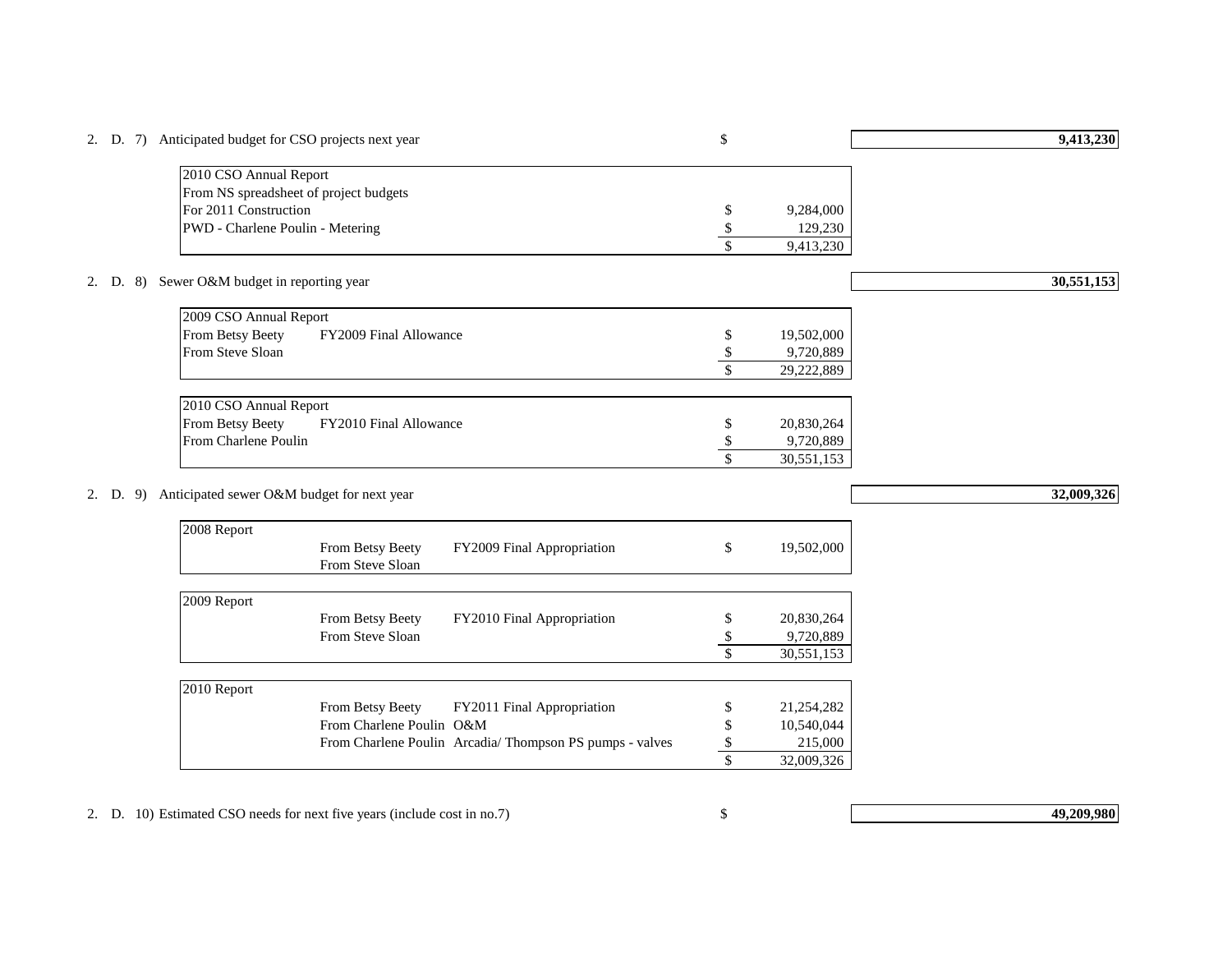2. D. 7) Anticipated budget for CSO projects next year $ **9,413,230**

| 2010 CSO Annual Report | | |
|---|---|---|
| From NS spreadsheet of project budgets | | |
| For 2011 Construction | $ | 9,284,000 |
| PWD - Charlene Poulin - Metering | $ | 129,230 |
| | $ | 9,413,230 |

2. D. 8) Sewer O&M budget in reporting year **30,551,153**

| 2009 CSO Annual Report | | | |
|---|---|---|---|
| From Betsy Beety | FY2009 Final Allowance | $ | 19,502,000 |
| From Steve Sloan | | $ | 9,720,889 |
| | | $ | 29,222,889 |

| 2010 CSO Annual Report | | | |
|---|---|---|---|
| From Betsy Beety | FY2010 Final Allowance | $ | 20,830,264 |
| From Charlene Poulin | | $ | 9,720,889 |
| | | $ | 30,551,153 |

2. D. 9) Anticipated sewer O&M budget for next year **32,009,326**

| 2008 Report | | | | |
|---|---|---|---|---|
| | From Betsy Beety | FY2009 Final Appropriation | $ | 19,502,000 |
| | From Steve Sloan | | | |

| 2009 Report | | | | |
|---|---|---|---|---|
| | From Betsy Beety | FY2010 Final Appropriation | $ | 20,830,264 |
| | From Steve Sloan | | $ | 9,720,889 |
| | | | $ | 30,551,153 |

| 2010 Report | | | | |
|---|---|---|---|---|
| | From Betsy Beety | FY2011 Final Appropriation | $ | 21,254,282 |
| | From Charlene Poulin | O&M | $ | 10,540,044 |
| | From Charlene Poulin | Arcadia/ Thompson PS pumps - valves | $ | 215,000 |
| | | | $ | 32,009,326 |

2. D. 10) Estimated CSO needs for next five years (include cost in no.7) $ **49,209,980**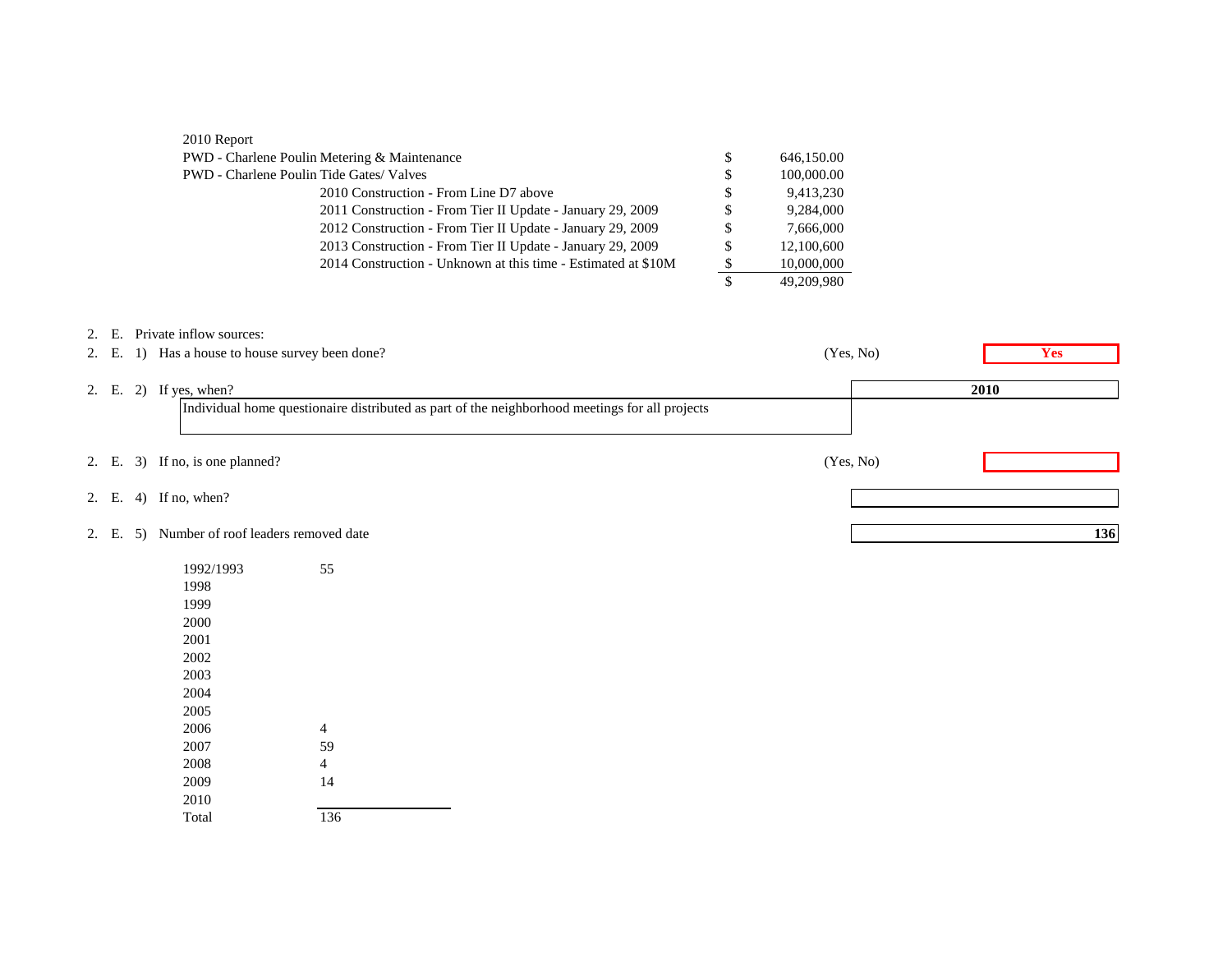2010 Report

| | | |
|---|---|---|
| PWD - Charlene Poulin Metering & Maintenance | $ | 646,150.00 |
| PWD - Charlene Poulin Tide Gates/ Valves | $ | 100,000.00 |
| 2010 Construction - From Line D7 above | $ | 9,413,230 |
| 2011 Construction - From Tier II Update - January 29, 2009 | $ | 9,284,000 |
| 2012 Construction - From Tier II Update - January 29, 2009 | $ | 7,666,000 |
| 2013 Construction - From Tier II Update - January 29, 2009 | $ | 12,100,600 |
| 2014 Construction - Unknown at this time - Estimated at $10M | $ | 10,000,000 |
| | $ | 49,209,980 |

2. E. Private inflow sources:

2. E. 1) Has a house to house survey been done? (Yes, No) **Yes**

2. E. 2) If yes, when? **2010**

Individual home questionaire distributed as part of the neighborhood meetings for all projects

2. E. 3) If no, is one planned? (Yes, No)

2. E. 4) If no, when?

2. E. 5) Number of roof leaders removed date **136**

| Year | Number |
|---|---|
| 1992/1993 | 55 |
| 1998 | |
| 1999 | |
| 2000 | |
| 2001 | |
| 2002 | |
| 2003 | |
| 2004 | |
| 2005 | |
| 2006 | 4 |
| 2007 | 59 |
| 2008 | 4 |
| 2009 | 14 |
| 2010 | |
| Total | 136 |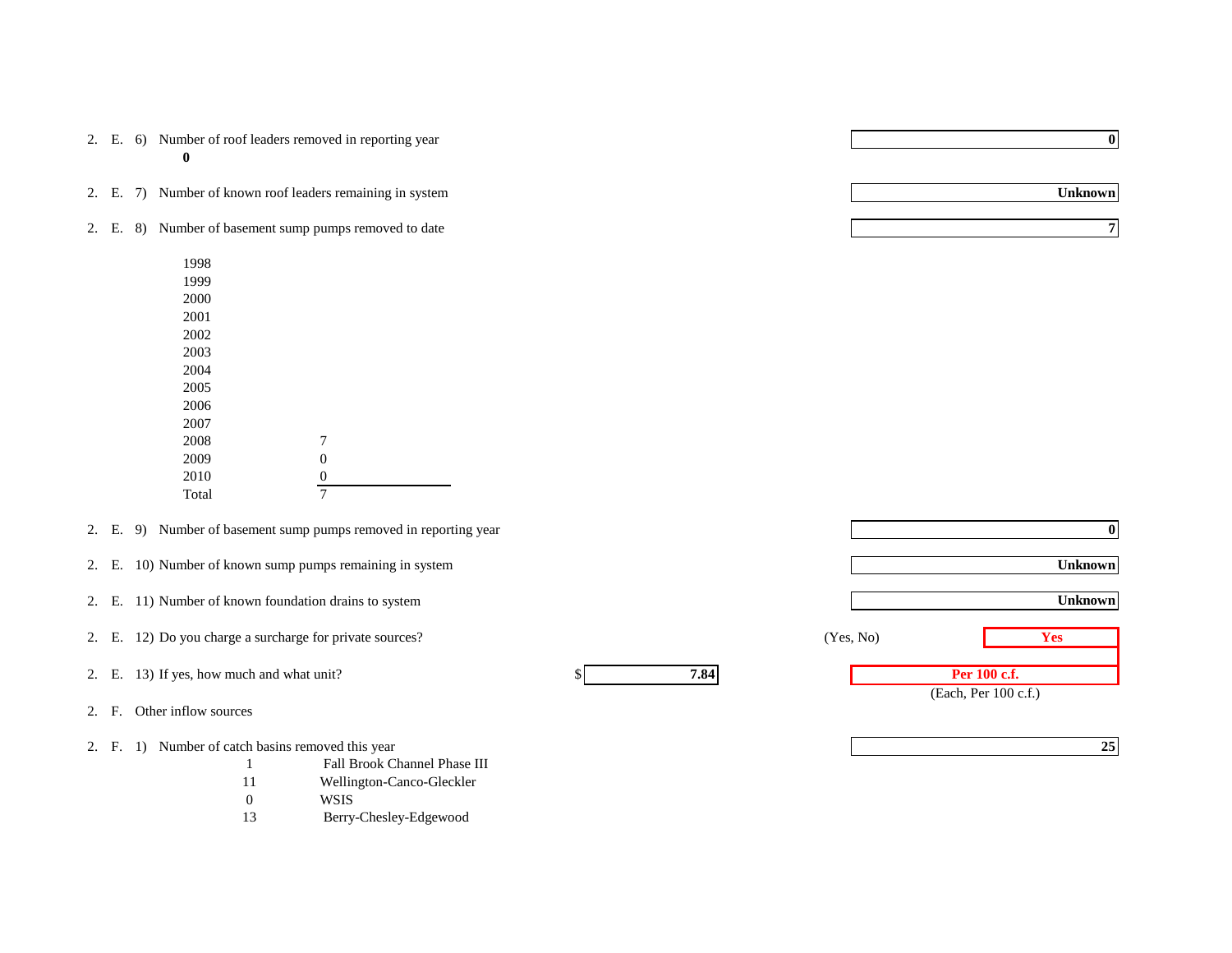2. E. 6) Number of roof leaders removed in reporting year — **0**

**0**

2. E. 7) Number of known roof leaders remaining in system — **Unknown**

2. E. 8) Number of basement sump pumps removed to date — **7**

| Year | Number |
|---|---|
| 1998 | |
| 1999 | |
| 2000 | |
| 2001 | |
| 2002 | |
| 2003 | |
| 2004 | |
| 2005 | |
| 2006 | |
| 2007 | |
| 2008 | 7 |
| 2009 | 0 |
| 2010 | 0 |
| Total | 7 |

2. E. 9) Number of basement sump pumps removed in reporting year — **0**

2. E. 10) Number of known sump pumps remaining in system — **Unknown**

2. E. 11) Number of known foundation drains to system — **Unknown**

2. E. 12) Do you charge a surcharge for private sources? (Yes, No) — **Yes**

2. E. 13) If yes, how much and what unit? $ **7.84** — **Per 100 c.f.** (Each, Per 100 c.f.)

2. F. Other inflow sources

2. F. 1) Number of catch basins removed this year — **25**

| Count | Project |
|---|---|
| 1 | Fall Brook Channel Phase III |
| 11 | Wellington-Canco-Gleckler |
| 0 | WSIS |
| 13 | Berry-Chesley-Edgewood |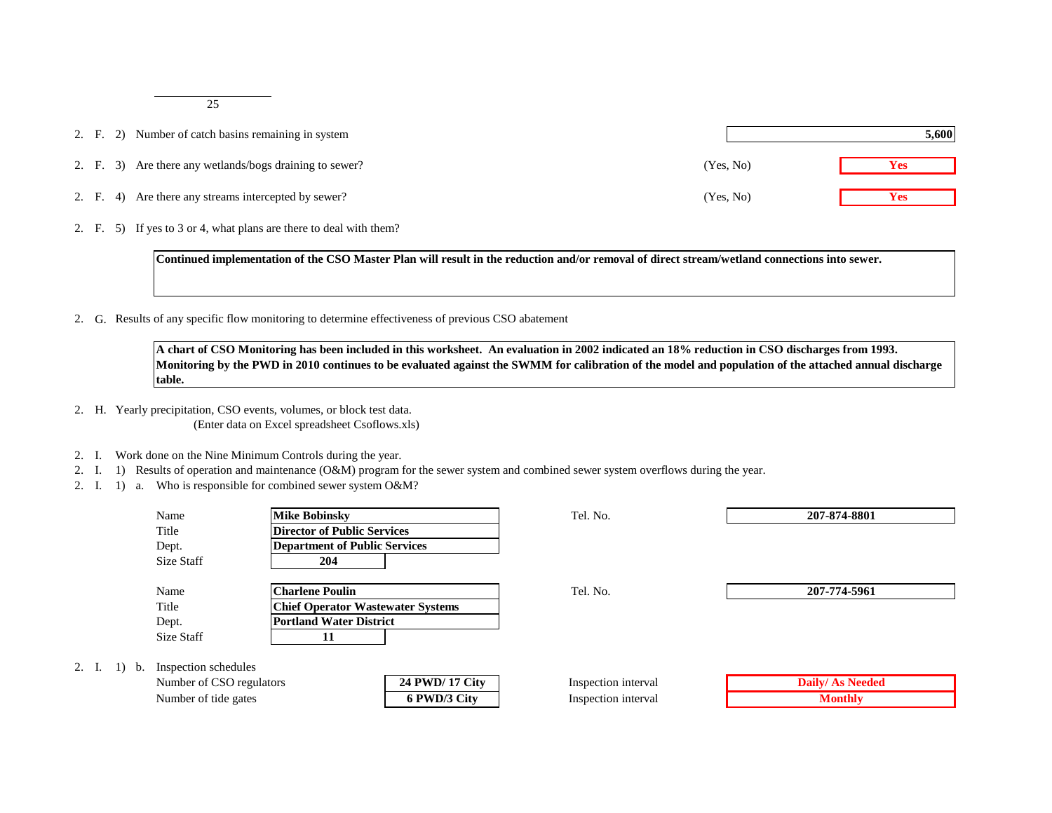25

2. F. 2) Number of catch basins remaining in system — **5,600**

2. F. 3) Are there any wetlands/bogs draining to sewer? (Yes, No) — **Yes**

2. F. 4) Are there any streams intercepted by sewer? (Yes, No) — **Yes**

2. F. 5) If yes to 3 or 4, what plans are there to deal with them?

> **Continued implementation of the CSO Master Plan will result in the reduction and/or removal of direct stream/wetland connections into sewer.**

2. G. Results of any specific flow monitoring to determine effectiveness of previous CSO abatement

> **A chart of CSO Monitoring has been included in this worksheet. An evaluation in 2002 indicated an 18% reduction in CSO discharges from 1993. Monitoring by the PWD in 2010 continues to be evaluated against the SWMM for calibration of the model and population of the attached annual discharge table.**

2. H. Yearly precipitation, CSO events, volumes, or block test data.
(Enter data on Excel spreadsheet Csoflows.xls)

2. I. Work done on the Nine Minimum Controls during the year.
2. I. 1) Results of operation and maintenance (O&M) program for the sewer system and combined sewer system overflows during the year.
2. I. 1) a. Who is responsible for combined sewer system O&M?

| | | | |
|---|---|---|---|
| Name | **Mike Bobinsky** | Tel. No. | **207-874-8801** |
| Title | **Director of Public Services** | | |
| Dept. | **Department of Public Services** | | |
| Size Staff | **204** | | |

| | | | |
|---|---|---|---|
| Name | **Charlene Poulin** | Tel. No. | **207-774-5961** |
| Title | **Chief Operator Wastewater Systems** | | |
| Dept. | **Portland Water District** | | |
| Size Staff | **11** | | |

2. I. 1) b. Inspection schedules

| | | | |
|---|---|---|---|
| Number of CSO regulators | **24 PWD/ 17 City** | Inspection interval | **Daily/ As Needed** |
| Number of tide gates | **6 PWD/3 City** | Inspection interval | **Monthly** |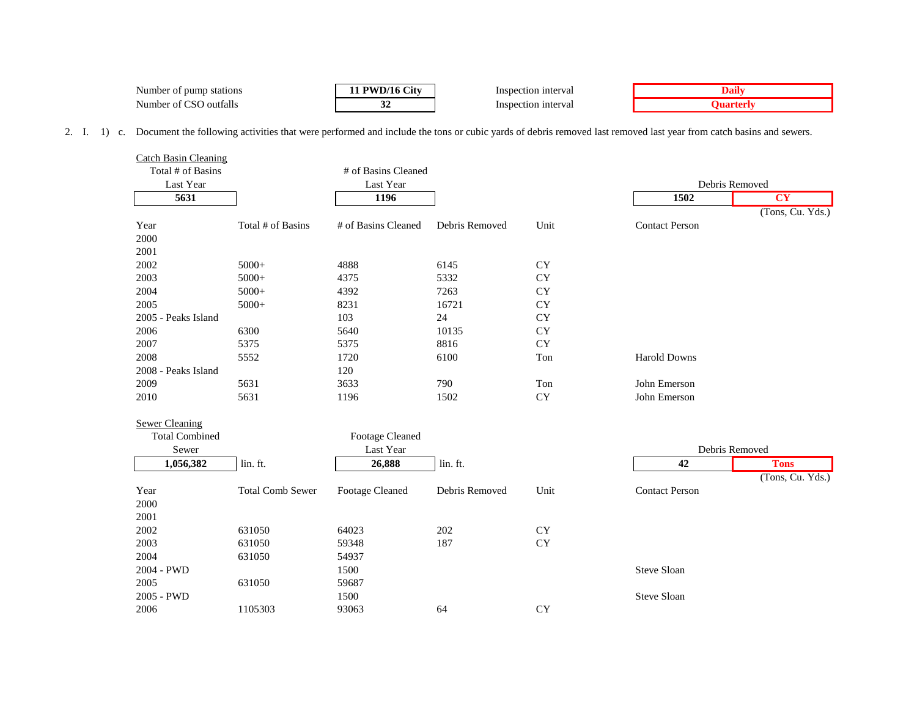| | | | |
|---|---|---|---|
| Number of pump stations | **11 PWD/16 City** | Inspection interval | **Daily** |
| Number of CSO outfalls | **32** | Inspection interval | **Quarterly** |

2. I. 1) c. Document the following activities that were performed and include the tons or cubic yards of debris removed last removed last year from catch basins and sewers.

<u>Catch Basin Cleaning</u>

| Total # of Basins Last Year | # of Basins Cleaned Last Year | Debris Removed | (Tons, Cu. Yds.) |
|---|---|---|---|
| **5631** | **1196** | **1502** | **CY** |

| Year | Total # of Basins | # of Basins Cleaned | Debris Removed | Unit | Contact Person |
|---|---|---|---|---|---|
| 2000 | | | | | |
| 2001 | | | | | |
| 2002 | 5000+ | 4888 | 6145 | CY | |
| 2003 | 5000+ | 4375 | 5332 | CY | |
| 2004 | 5000+ | 4392 | 7263 | CY | |
| 2005 | 5000+ | 8231 | 16721 | CY | |
| 2005 - Peaks Island | | 103 | 24 | CY | |
| 2006 | 6300 | 5640 | 10135 | CY | |
| 2007 | 5375 | 5375 | 8816 | CY | |
| 2008 | 5552 | 1720 | 6100 | Ton | Harold Downs |
| 2008 - Peaks Island | | 120 | | | |
| 2009 | 5631 | 3633 | 790 | Ton | John Emerson |
| 2010 | 5631 | 1196 | 1502 | CY | John Emerson |

<u>Sewer Cleaning</u>

| Total Combined Sewer | | Footage Cleaned Last Year | | Debris Removed | (Tons, Cu. Yds.) |
|---|---|---|---|---|---|
| **1,056,382** | lin. ft. | **26,888** | lin. ft. | **42** | **Tons** |

| Year | Total Comb Sewer | Footage Cleaned | Debris Removed | Unit | Contact Person |
|---|---|---|---|---|---|
| 2000 | | | | | |
| 2001 | | | | | |
| 2002 | 631050 | 64023 | 202 | CY | |
| 2003 | 631050 | 59348 | 187 | CY | |
| 2004 | 631050 | 54937 | | | |
| 2004 - PWD | | 1500 | | | Steve Sloan |
| 2005 | 631050 | 59687 | | | |
| 2005 - PWD | | 1500 | | | Steve Sloan |
| 2006 | 1105303 | 93063 | 64 | CY | |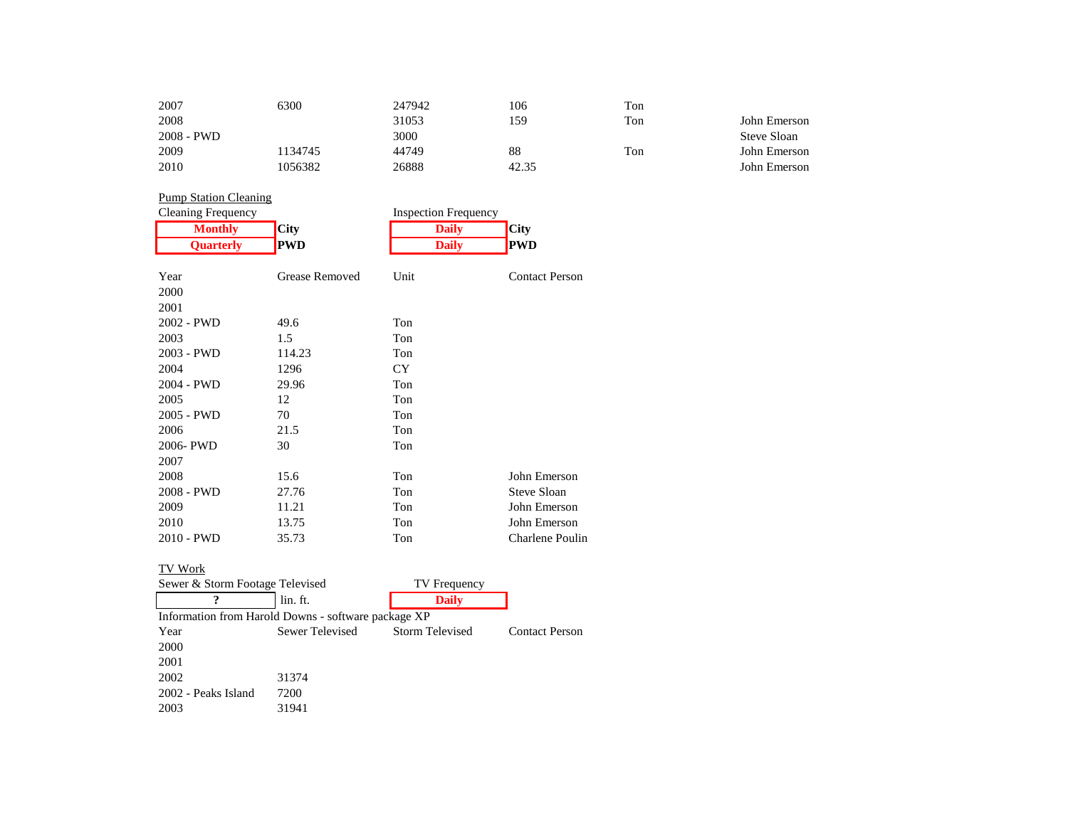| | | | | | |
|---|---|---|---|---|---|
| 2007 | 6300 | 247942 | 106 | Ton | |
| 2008 | | 31053 | 159 | Ton | John Emerson |
| 2008 - PWD | | 3000 | | | Steve Sloan |
| 2009 | 1134745 | 44749 | 88 | Ton | John Emerson |
| 2010 | 1056382 | 26888 | 42.35 | | John Emerson |

Pump Station Cleaning

| Cleaning Frequency | | Inspection Frequency | |
|---|---|---|---|
| **Monthly** | **City** | **Daily** | **City** |
| **Quarterly** | **PWD** | **Daily** | **PWD** |

| Year | Grease Removed | Unit | Contact Person |
|---|---|---|---|
| 2000 | | | |
| 2001 | | | |
| 2002 - PWD | 49.6 | Ton | |
| 2003 | 1.5 | Ton | |
| 2003 - PWD | 114.23 | Ton | |
| 2004 | 1296 | CY | |
| 2004 - PWD | 29.96 | Ton | |
| 2005 | 12 | Ton | |
| 2005 - PWD | 70 | Ton | |
| 2006 | 21.5 | Ton | |
| 2006- PWD | 30 | Ton | |
| 2007 | | | |
| 2008 | 15.6 | Ton | John Emerson |
| 2008 - PWD | 27.76 | Ton | Steve Sloan |
| 2009 | 11.21 | Ton | John Emerson |
| 2010 | 13.75 | Ton | John Emerson |
| 2010 - PWD | 35.73 | Ton | Charlene Poulin |

TV Work

| Sewer & Storm Footage Televised | | TV Frequency |
|---|---|---|
| **?** | lin. ft. | **Daily** |

Information from Harold Downs - software package XP

| Year | Sewer Televised | Storm Televised | Contact Person |
|---|---|---|---|
| 2000 | | | |
| 2001 | | | |
| 2002 | 31374 | | |
| 2002 - Peaks Island | 7200 | | |
| 2003 | 31941 | | |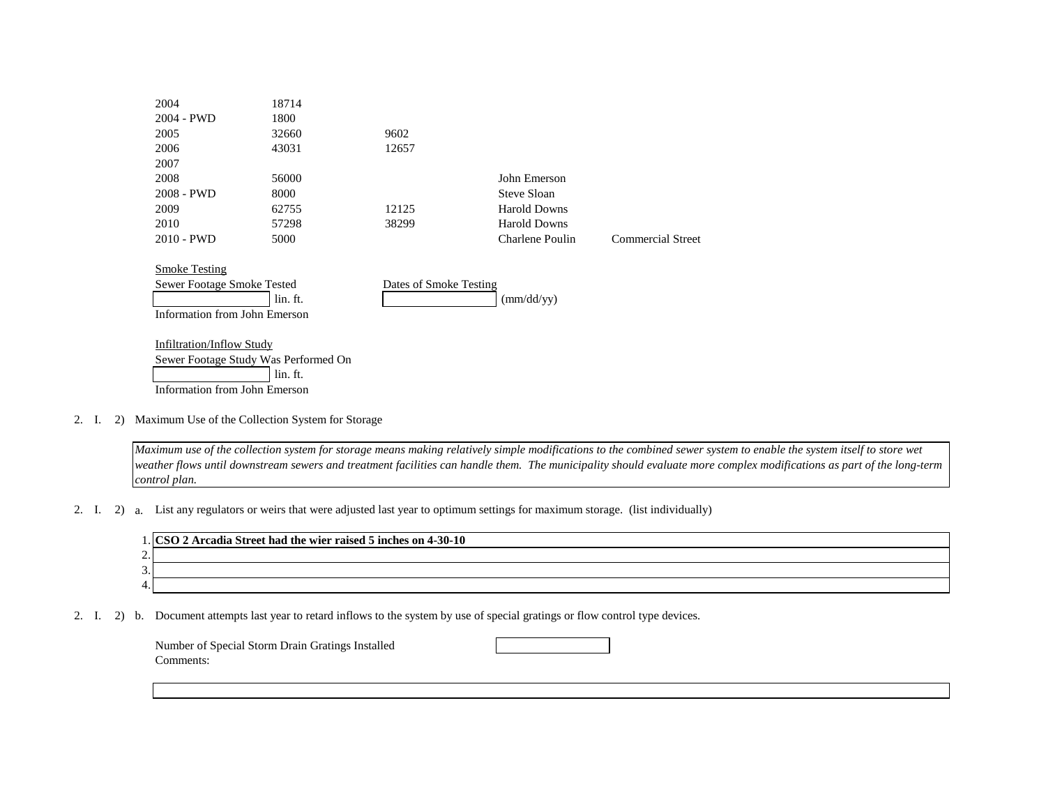| | | | | |
|---|---|---|---|---|
| 2004 | 18714 | | | |
| 2004 - PWD | 1800 | | | |
| 2005 | 32660 | 9602 | | |
| 2006 | 43031 | 12657 | | |
| 2007 | | | | |
| 2008 | 56000 | | John Emerson | |
| 2008 - PWD | 8000 | | Steve Sloan | |
| 2009 | 62755 | 12125 | Harold Downs | |
| 2010 | 57298 | 38299 | Harold Downs | |
| 2010 - PWD | 5000 | | Charlene Poulin | Commercial Street |

Smoke Testing

Sewer Footage Smoke Tested: [ ] lin. ft.

Dates of Smoke Testing: [ ] (mm/dd/yy)

Information from John Emerson

Infiltration/Inflow Study

Sewer Footage Study Was Performed On: [ ] lin. ft.

Information from John Emerson

2. I. 2) Maximum Use of the Collection System for Storage

*Maximum use of the collection system for storage means making relatively simple modifications to the combined sewer system to enable the system itself to store wet weather flows until downstream sewers and treatment facilities can handle them. The municipality should evaluate more complex modifications as part of the long-term control plan.*

2. I. 2) a. List any regulators or weirs that were adjusted last year to optimum settings for maximum storage. (list individually)

1. **CSO 2 Arcadia Street had the wier raised 5 inches on 4-30-10**
2.
3.
4.

2. I. 2) b. Document attempts last year to retard inflows to the system by use of special gratings or flow control type devices.

Number of Special Storm Drain Gratings Installed: [ ]

Comments: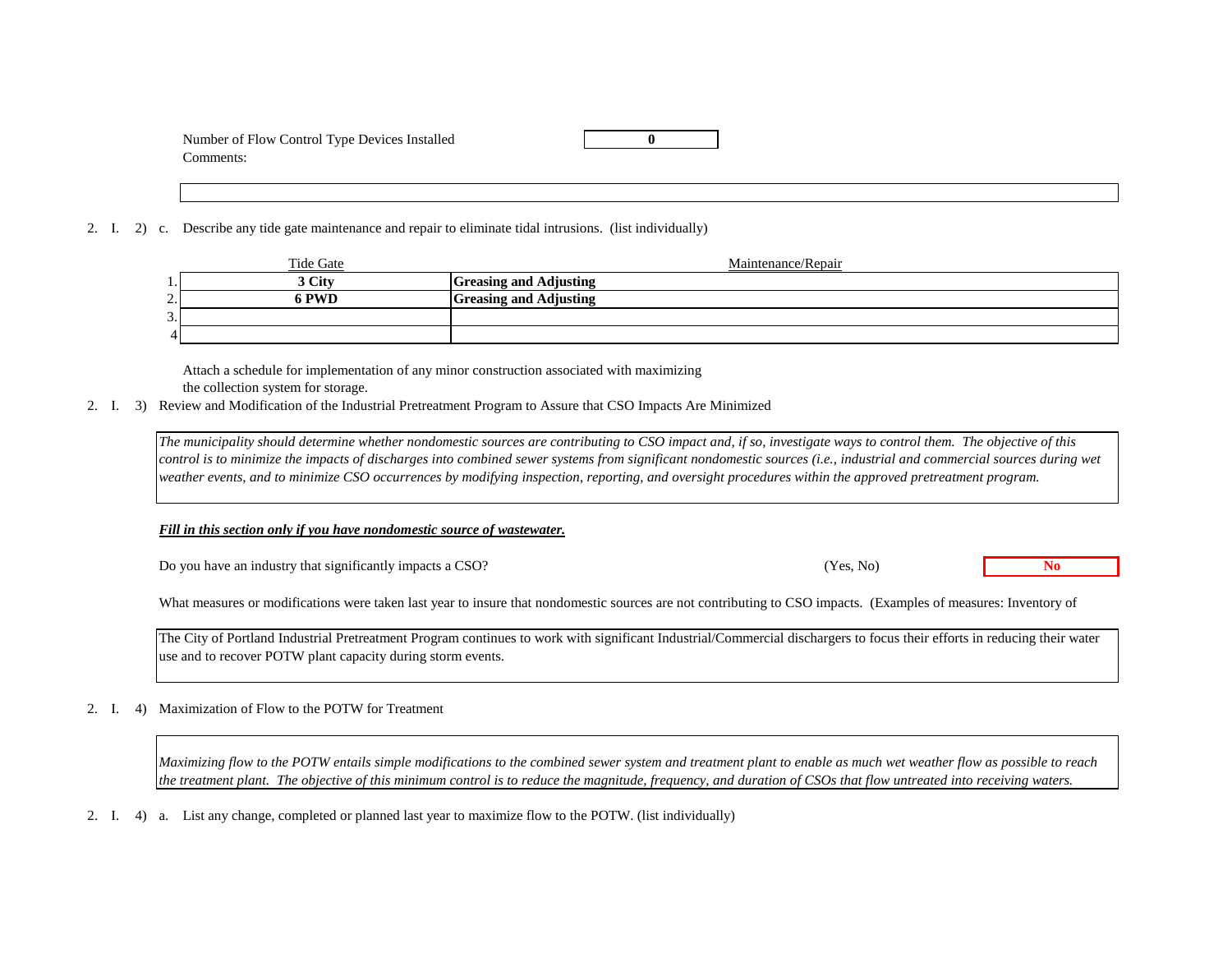Number of Flow Control Type Devices Installed: **0**

Comments:

2. I. 2) c. Describe any tide gate maintenance and repair to eliminate tidal intrusions. (list individually)

| | Tide Gate | Maintenance/Repair |
|---|---|---|
| 1. | **3 City** | **Greasing and Adjusting** |
| 2. | **6 PWD** | **Greasing and Adjusting** |
| 3. | | |
| 4 | | |

Attach a schedule for implementation of any minor construction associated with maximizing the collection system for storage.

2. I. 3) Review and Modification of the Industrial Pretreatment Program to Assure that CSO Impacts Are Minimized

*The municipality should determine whether nondomestic sources are contributing to CSO impact and, if so, investigate ways to control them. The objective of this control is to minimize the impacts of discharges into combined sewer systems from significant nondomestic sources (i.e., industrial and commercial sources during wet weather events, and to minimize CSO occurrences by modifying inspection, reporting, and oversight procedures within the approved pretreatment program.*

***Fill in this section only if you have nondomestic source of wastewater.***

Do you have an industry that significantly impacts a CSO? (Yes, No) **No**

What measures or modifications were taken last year to insure that nondomestic sources are not contributing to CSO impacts. (Examples of measures: Inventory of

The City of Portland Industrial Pretreatment Program continues to work with significant Industrial/Commercial dischargers to focus their efforts in reducing their water use and to recover POTW plant capacity during storm events.

2. I. 4) Maximization of Flow to the POTW for Treatment

*Maximizing flow to the POTW entails simple modifications to the combined sewer system and treatment plant to enable as much wet weather flow as possible to reach the treatment plant. The objective of this minimum control is to reduce the magnitude, frequency, and duration of CSOs that flow untreated into receiving waters.*

2. I. 4) a. List any change, completed or planned last year to maximize flow to the POTW. (list individually)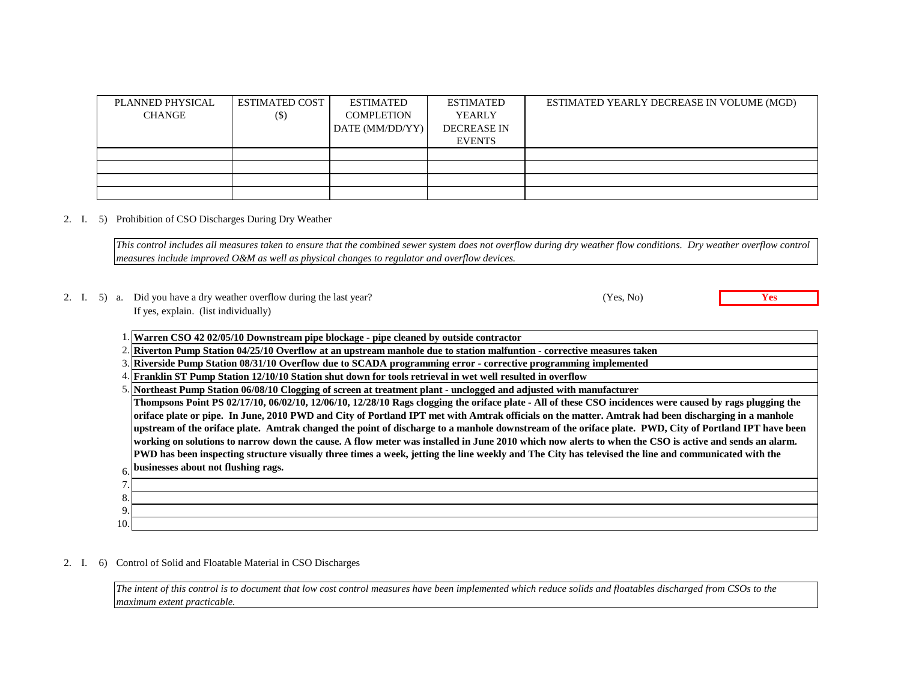| PLANNED PHYSICAL CHANGE | ESTIMATED COST ($) | ESTIMATED COMPLETION DATE (MM/DD/YY) | ESTIMATED YEARLY DECREASE IN EVENTS | ESTIMATED YEARLY DECREASE IN VOLUME (MGD) |
|---|---|---|---|---|
| | | | | |
| | | | | |
| | | | | |
| | | | | |

2. I. 5) Prohibition of CSO Discharges During Dry Weather

*This control includes all measures taken to ensure that the combined sewer system does not overflow during dry weather flow conditions. Dry weather overflow control measures include improved O&M as well as physical changes to regulator and overflow devices.*

2. I. 5) a. Did you have a dry weather overflow during the last year? (Yes, No) **Yes**

If yes, explain. (list individually)

1. **Warren CSO 42 02/05/10 Downstream pipe blockage - pipe cleaned by outside contractor**
2. **Riverton Pump Station 04/25/10 Overflow at an upstream manhole due to station malfuntion - corrective measures taken**
3. **Riverside Pump Station 08/31/10 Overflow due to SCADA programming error - corrective programming implemented**
4. **Franklin ST Pump Station 12/10/10 Station shut down for tools retrieval in wet well resulted in overflow**
5. **Northeast Pump Station 06/08/10 Clogging of screen at treatment plant - unclogged and adjusted with manufacturer**
6. **Thompsons Point PS 02/17/10, 06/02/10, 12/06/10, 12/28/10 Rags clogging the oriface plate - All of these CSO incidences were caused by rags plugging the oriface plate or pipe. In June, 2010 PWD and City of Portland IPT met with Amtrak officials on the matter. Amtrak had been discharging in a manhole upstream of the oriface plate. Amtrak changed the point of discharge to a manhole downstream of the oriface plate. PWD, City of Portland IPT have been working on solutions to narrow down the cause. A flow meter was installed in June 2010 which now alerts to when the CSO is active and sends an alarm. PWD has been inspecting structure visually three times a week, jetting the line weekly and The City has televised the line and communicated with the businesses about not flushing rags.**
7.
8.
9.
10.

2. I. 6) Control of Solid and Floatable Material in CSO Discharges

*The intent of this control is to document that low cost control measures have been implemented which reduce solids and floatables discharged from CSOs to the maximum extent practicable.*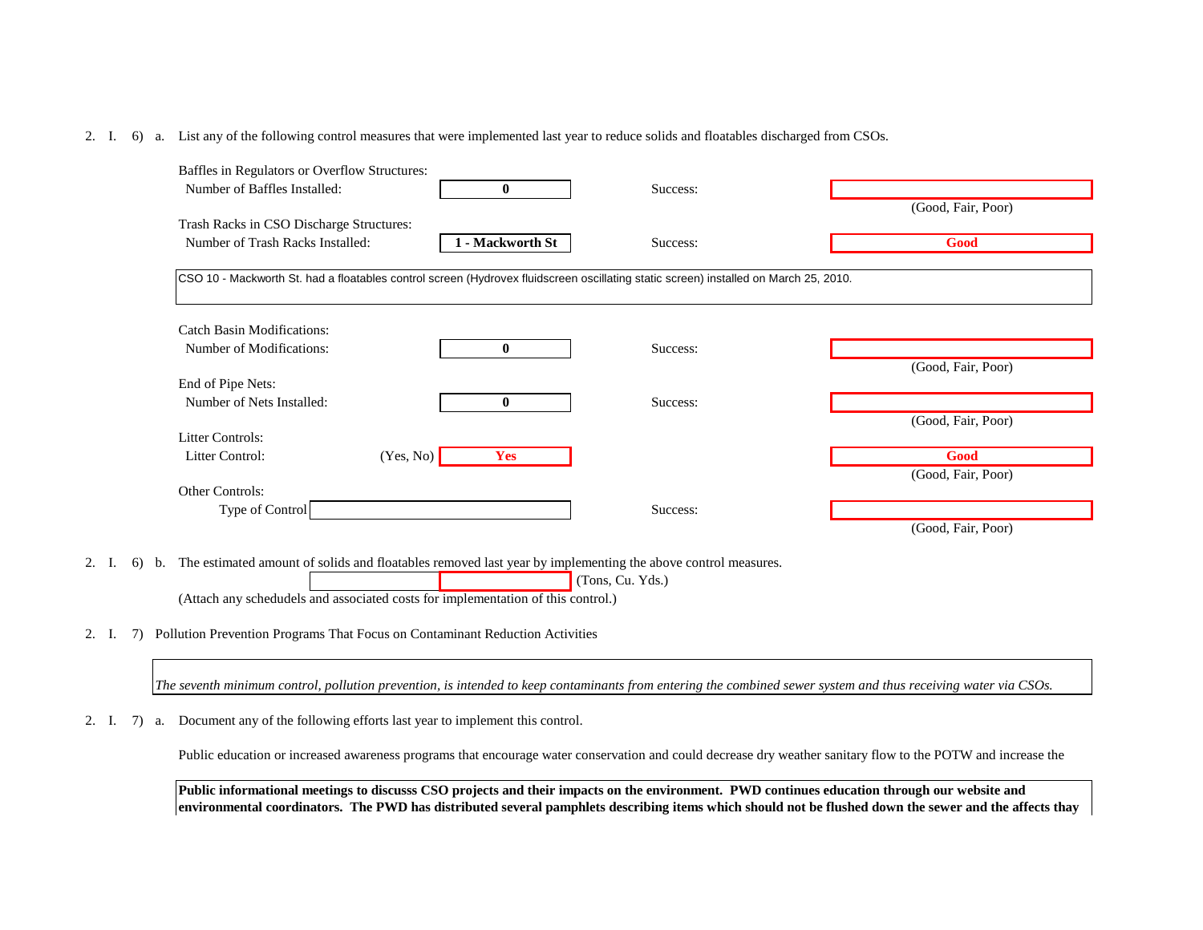2. I. 6) a. List any of the following control measures that were implemented last year to reduce solids and floatables discharged from CSOs.

Baffles in Regulators or Overflow Structures:

| | | | |
|---|---|---|---|
| Number of Baffles Installed: | 0 | Success: | |
| | | | (Good, Fair, Poor) |

Trash Racks in CSO Discharge Structures:

| | | | |
|---|---|---|---|
| Number of Trash Racks Installed: | **1 - Mackworth St** | Success: | **Good** |

CSO 10 - Mackworth St. had a floatables control screen (Hydrovex fluidscreen oscillating static screen) installed on March 25, 2010.

Catch Basin Modifications:

| | | | |
|---|---|---|---|
| Number of Modifications: | 0 | Success: | |
| | | | (Good, Fair, Poor) |

End of Pipe Nets:

| | | | |
|---|---|---|---|
| Number of Nets Installed: | 0 | Success: | |
| | | | (Good, Fair, Poor) |

Litter Controls:

| | | | |
|---|---|---|---|
| Litter Control: (Yes, No) | **Yes** | | **Good** |
| | | | (Good, Fair, Poor) |

Other Controls:

| | | | |
|---|---|---|---|
| Type of Control | | Success: | |
| | | | (Good, Fair, Poor) |

2. I. 6) b. The estimated amount of solids and floatables removed last year by implementing the above control measures.

(Tons, Cu. Yds.)

(Attach any schedudels and associated costs for implementation of this control.)

2. I. 7) Pollution Prevention Programs That Focus on Contaminant Reduction Activities

*The seventh minimum control, pollution prevention, is intended to keep contaminants from entering the combined sewer system and thus receiving water via CSOs.*

2. I. 7) a. Document any of the following efforts last year to implement this control.

Public education or increased awareness programs that encourage water conservation and could decrease dry weather sanitary flow to the POTW and increase the

**Public informational meetings to discusss CSO projects and their impacts on the environment. PWD continues education through our website and environmental coordinators. The PWD has distributed several pamphlets describing items which should not be flushed down the sewer and the affects thay**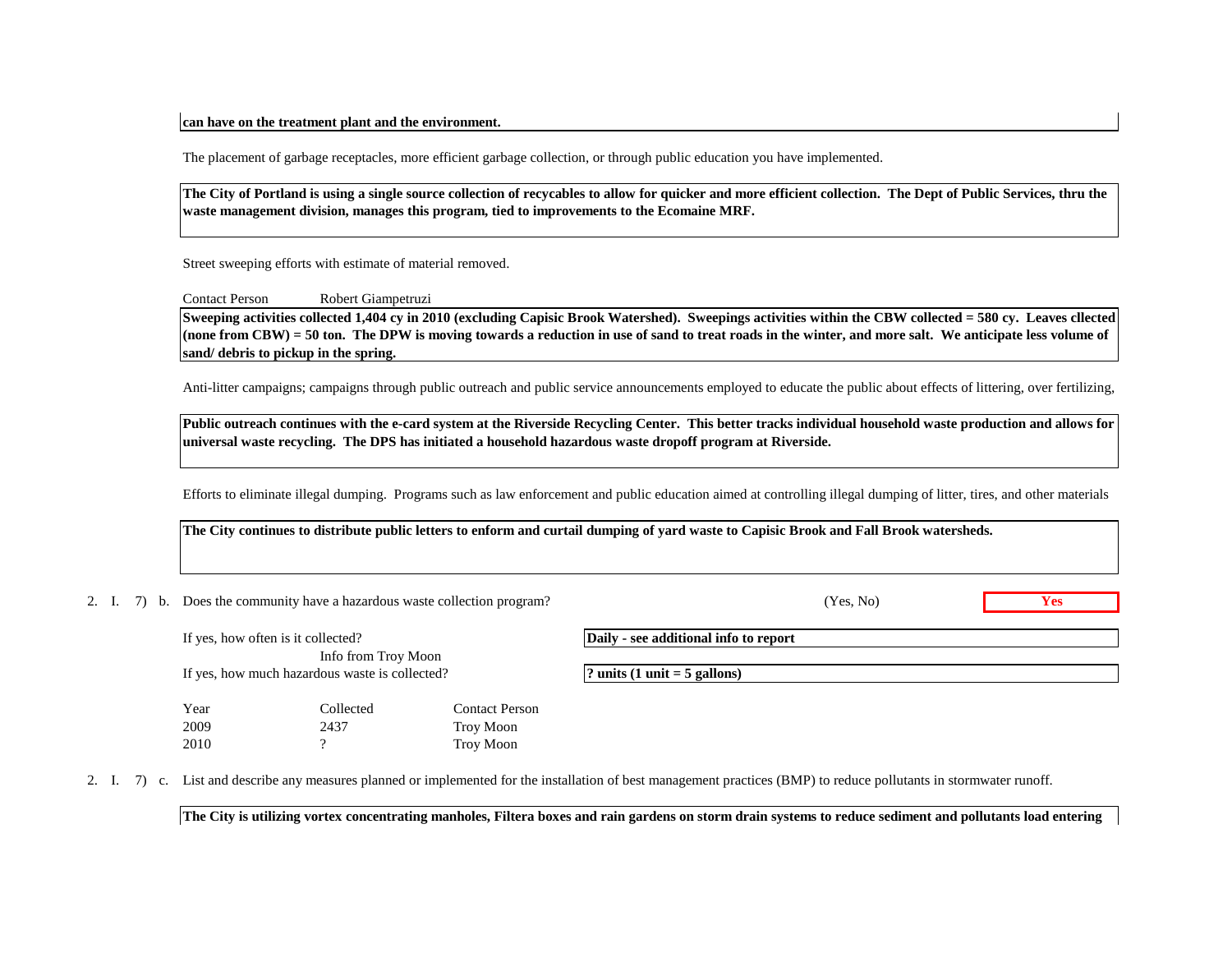**can have on the treatment plant and the environment.**

The placement of garbage receptacles, more efficient garbage collection, or through public education you have implemented.

**The City of Portland is using a single source collection of recycables to allow for quicker and more efficient collection. The Dept of Public Services, thru the waste management division, manages this program, tied to improvements to the Ecomaine MRF.**

Street sweeping efforts with estimate of material removed.

Contact Person Robert Giampetruzi

**Sweeping activities collected 1,404 cy in 2010 (excluding Capisic Brook Watershed). Sweepings activities within the CBW collected = 580 cy. Leaves cllected (none from CBW) = 50 ton. The DPW is moving towards a reduction in use of sand to treat roads in the winter, and more salt. We anticipate less volume of sand/ debris to pickup in the spring.**

Anti-litter campaigns; campaigns through public outreach and public service announcements employed to educate the public about effects of littering, over fertilizing,

**Public outreach continues with the e-card system at the Riverside Recycling Center. This better tracks individual household waste production and allows for universal waste recycling. The DPS has initiated a household hazardous waste dropoff program at Riverside.**

Efforts to eliminate illegal dumping. Programs such as law enforcement and public education aimed at controlling illegal dumping of litter, tires, and other materials

**The City continues to distribute public letters to enform and curtail dumping of yard waste to Capisic Brook and Fall Brook watersheds.**

2. I. 7) b. Does the community have a hazardous waste collection program? (Yes, No) **Yes**

If yes, how often is it collected? **Daily - see additional info to report**

Info from Troy Moon

If yes, how much hazardous waste is collected? **? units (1 unit = 5 gallons)**

| Year | Collected | Contact Person |
|---|---|---|
| 2009 | 2437 | Troy Moon |
| 2010 | ? | Troy Moon |

2. I. 7) c. List and describe any measures planned or implemented for the installation of best management practices (BMP) to reduce pollutants in stormwater runoff.

**The City is utilizing vortex concentrating manholes, Filtera boxes and rain gardens on storm drain systems to reduce sediment and pollutants load entering**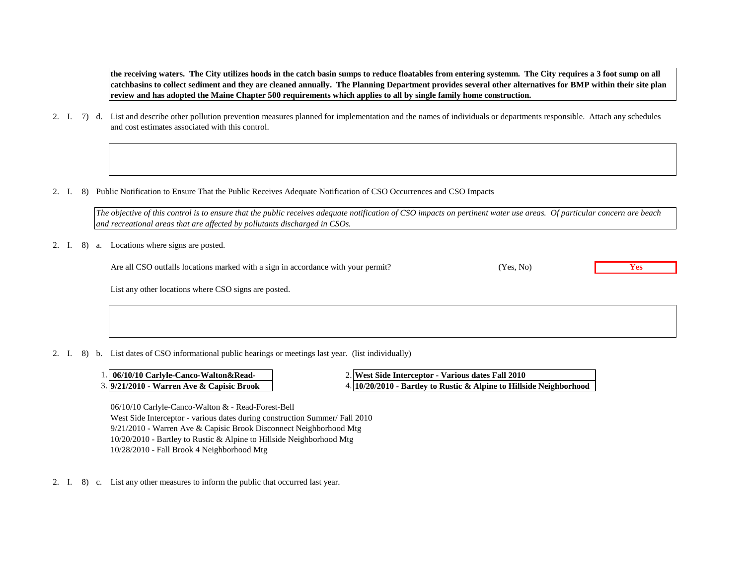**the receiving waters. The City utilizes hoods in the catch basin sumps to reduce floatables from entering systemm. The City requires a 3 foot sump on all catchbasins to collect sediment and they are cleaned annually. The Planning Department provides several other alternatives for BMP within their site plan review and has adopted the Maine Chapter 500 requirements which applies to all by single family home construction.**

2. I. 7) d. List and describe other pollution prevention measures planned for implementation and the names of individuals or departments responsible. Attach any schedules and cost estimates associated with this control.

2. I. 8) Public Notification to Ensure That the Public Receives Adequate Notification of CSO Occurrences and CSO Impacts

*The objective of this control is to ensure that the public receives adequate notification of CSO impacts on pertinent water use areas. Of particular concern are beach and recreational areas that are affected by pollutants discharged in CSOs.*

2. I. 8) a. Locations where signs are posted.

Are all CSO outfalls locations marked with a sign in accordance with your permit? (Yes, No) **Yes**

List any other locations where CSO signs are posted.

2. I. 8) b. List dates of CSO informational public hearings or meetings last year. (list individually)

1. **06/10/10 Carlyle-Canco-Walton&Read-**
2. **West Side Interceptor - Various dates Fall 2010**
3. **9/21/2010 - Warren Ave & Capisic Brook**
4. **10/20/2010 - Bartley to Rustic & Alpine to Hillside Neighborhood**

06/10/10 Carlyle-Canco-Walton & - Read-Forest-Bell
West Side Interceptor - various dates during construction Summer/ Fall 2010
9/21/2010 - Warren Ave & Capisic Brook Disconnect Neighborhood Mtg
10/20/2010 - Bartley to Rustic & Alpine to Hillside Neighborhood Mtg
10/28/2010 - Fall Brook 4 Neighborhood Mtg

2. I. 8) c. List any other measures to inform the public that occurred last year.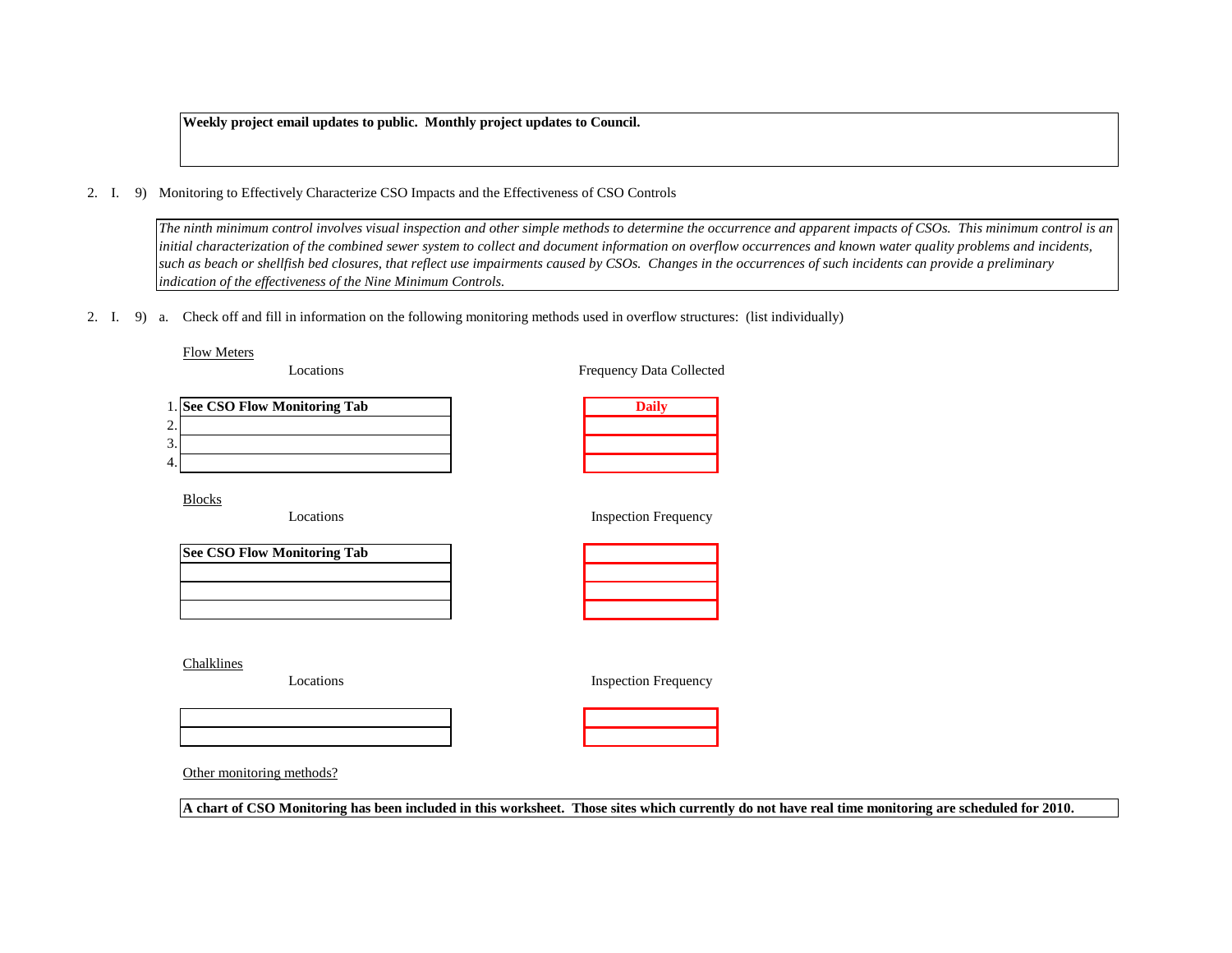**Weekly project email updates to public. Monthly project updates to Council.**

2. I. 9) Monitoring to Effectively Characterize CSO Impacts and the Effectiveness of CSO Controls

*The ninth minimum control involves visual inspection and other simple methods to determine the occurrence and apparent impacts of CSOs. This minimum control is an initial characterization of the combined sewer system to collect and document information on overflow occurrences and known water quality problems and incidents, such as beach or shellfish bed closures, that reflect use impairments caused by CSOs. Changes in the occurrences of such incidents can provide a preliminary indication of the effectiveness of the Nine Minimum Controls.*

2. I. 9) a. Check off and fill in information on the following monitoring methods used in overflow structures: (list individually)

Flow Meters

| | Locations | Frequency Data Collected |
|---|---|---|
| 1. | **See CSO Flow Monitoring Tab** | **Daily** |
| 2. | | |
| 3. | | |
| 4. | | |

Blocks

| Locations | Inspection Frequency |
|---|---|
| **See CSO Flow Monitoring Tab** | |
| | |
| | |
| | |

Chalklines

| Locations | Inspection Frequency |
|---|---|
| | |
| | |

Other monitoring methods?

**A chart of CSO Monitoring has been included in this worksheet. Those sites which currently do not have real time monitoring are scheduled for 2010.**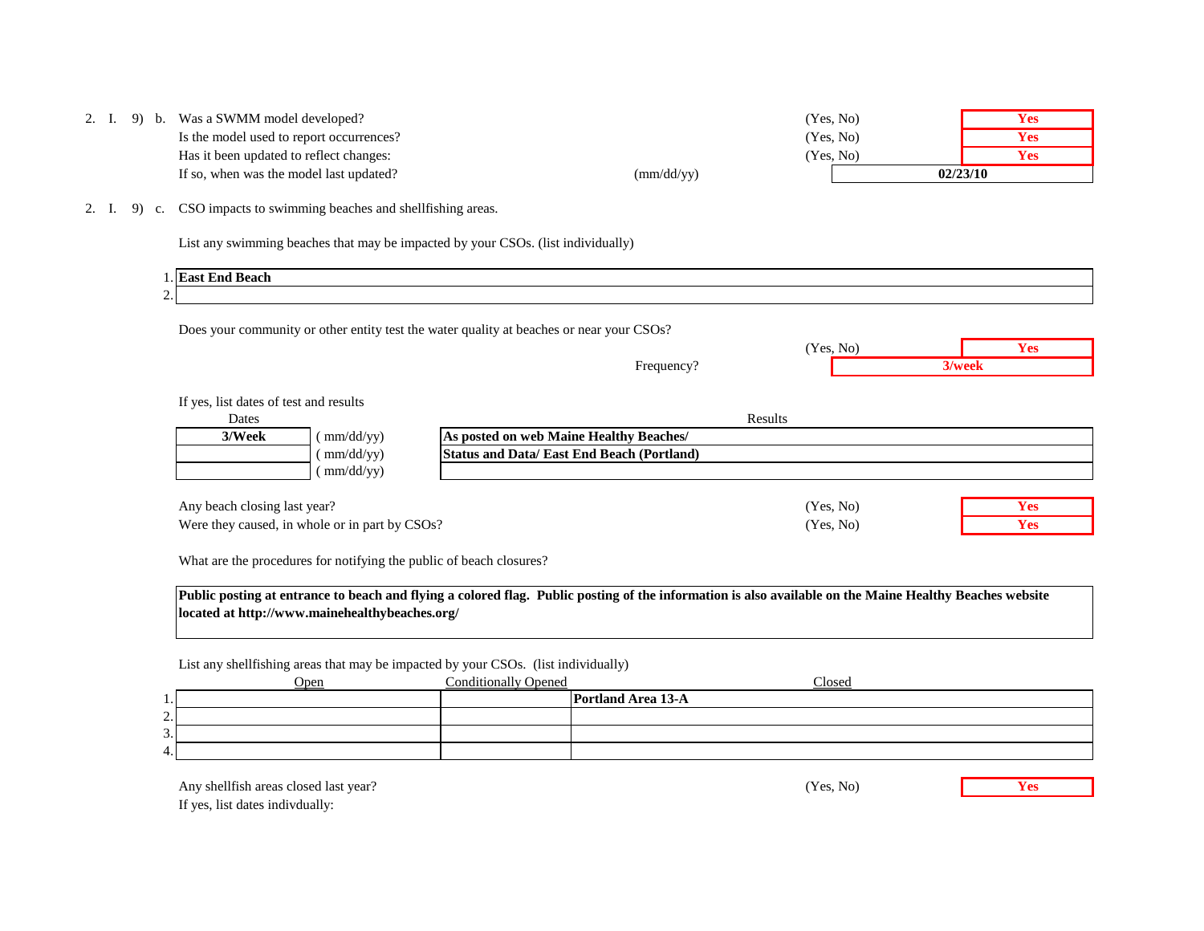2. I. 9) b. Was a SWMM model developed? (Yes, No) **Yes**

Is the model used to report occurrences? (Yes, No) **Yes**

Has it been updated to reflect changes: (Yes, No) **Yes**

If so, when was the model last updated? (mm/dd/yy) **02/23/10**

2. I. 9) c. CSO impacts to swimming beaches and shellfishing areas.

List any swimming beaches that may be impacted by your CSOs. (list individually)

1. **East End Beach**
2. 

Does your community or other entity test the water quality at beaches or near your CSOs? (Yes, No) **Yes**

Frequency? **3/week**

If yes, list dates of test and results

| Dates | | Results |
|---|---|---|
| **3/Week** | ( mm/dd/yy) | **As posted on web Maine Healthy Beaches/** |
| | ( mm/dd/yy) | **Status and Data/ East End Beach (Portland)** |
| | ( mm/dd/yy) | |

Any beach closing last year? (Yes, No) **Yes**

Were they caused, in whole or in part by CSOs? (Yes, No) **Yes**

What are the procedures for notifying the public of beach closures?

**Public posting at entrance to beach and flying a colored flag. Public posting of the information is also available on the Maine Healthy Beaches website located at http://www.mainehealthybeaches.org/**

List any shellfishing areas that may be impacted by your CSOs. (list individually)

| | Open | Conditionally Opened | Closed |
|---|---|---|---|
| 1. | | | **Portland Area 13-A** |
| 2. | | | |
| 3. | | | |
| 4. | | | |

Any shellfish areas closed last year? (Yes, No) **Yes**

If yes, list dates indivdually: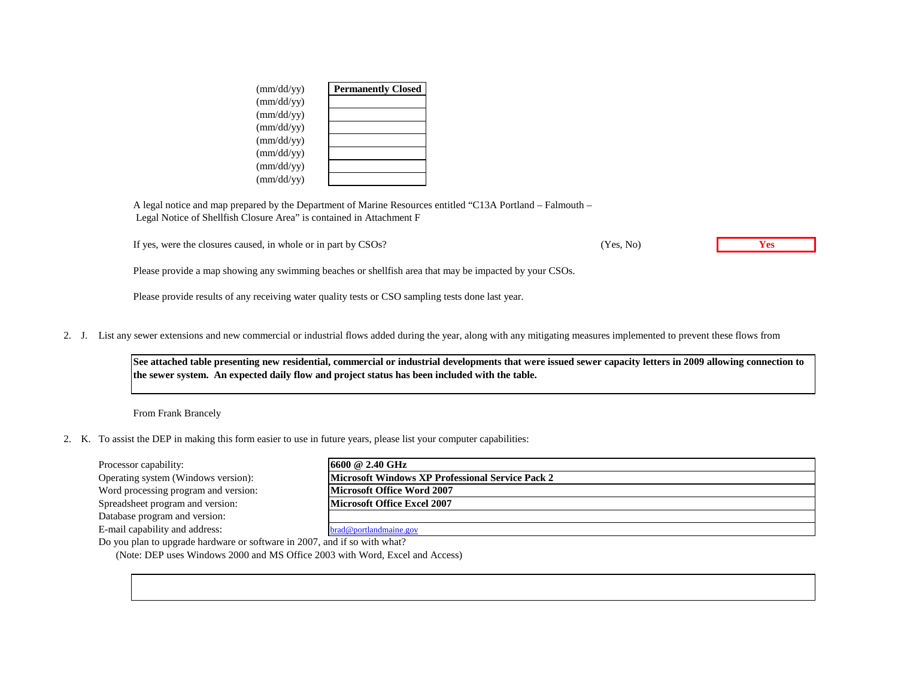| | |
|---|---|
| (mm/dd/yy) | **Permanently Closed** |
| (mm/dd/yy) | |
| (mm/dd/yy) | |
| (mm/dd/yy) | |
| (mm/dd/yy) | |
| (mm/dd/yy) | |
| (mm/dd/yy) | |
| (mm/dd/yy) | |

A legal notice and map prepared by the Department of Marine Resources entitled "C13A Portland – Falmouth – Legal Notice of Shellfish Closure Area" is contained in Attachment F

If yes, were the closures caused, in whole or in part by CSOs? (Yes, No) **Yes**

Please provide a map showing any swimming beaches or shellfish area that may be impacted by your CSOs.

Please provide results of any receiving water quality tests or CSO sampling tests done last year.

2. J. List any sewer extensions and new commercial or industrial flows added during the year, along with any mitigating measures implemented to prevent these flows from

**See attached table presenting new residential, commercial or industrial developments that were issued sewer capacity letters in 2009 allowing connection to the sewer system. An expected daily flow and project status has been included with the table.**

From Frank Brancely

2. K. To assist the DEP in making this form easier to use in future years, please list your computer capabilities:

| | |
|---|---|
| Processor capability: | **6600 @ 2.40 GHz** |
| Operating system (Windows version): | **Microsoft Windows XP Professional Service Pack 2** |
| Word processing program and version: | **Microsoft Office Word 2007** |
| Spreadsheet program and version: | **Microsoft Office Excel 2007** |
| Database program and version: | |
| E-mail capability and address: | brad@portlandmaine.gov |

Do you plan to upgrade hardware or software in 2007, and if so with what?

(Note: DEP uses Windows 2000 and MS Office 2003 with Word, Excel and Access)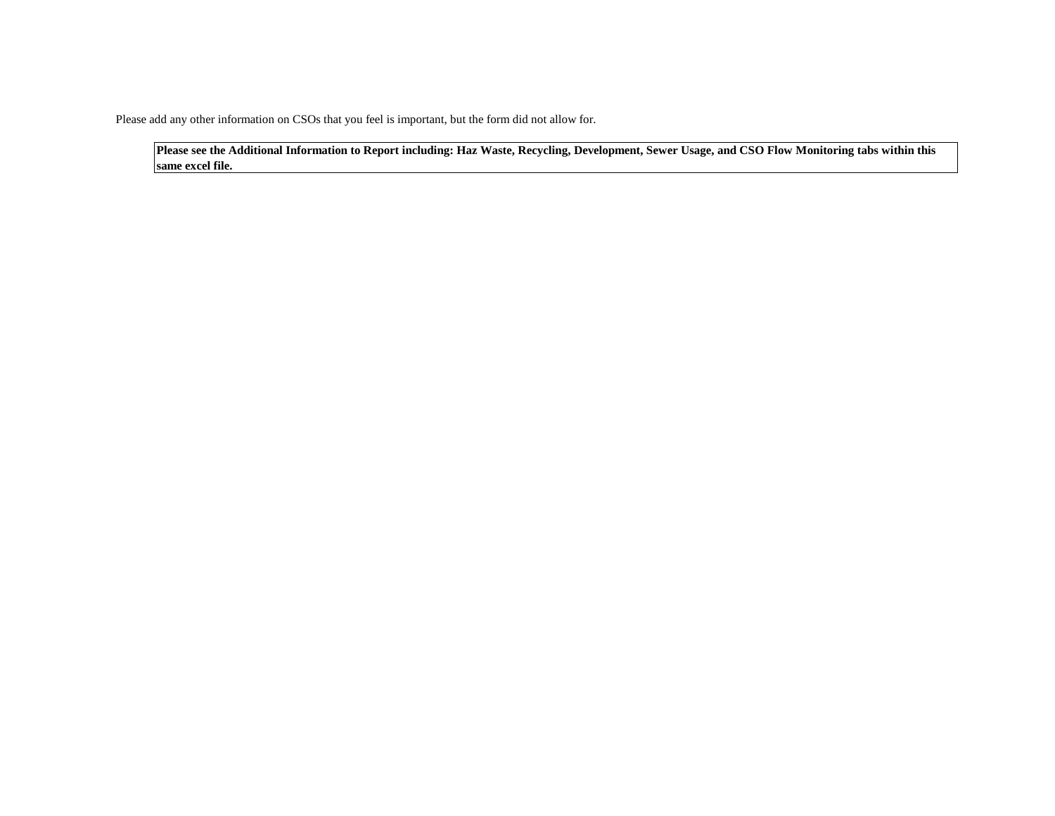Please add any other information on CSOs that you feel is important, but the form did not allow for.

| **Please see the Additional Information to Report including: Haz Waste, Recycling, Development, Sewer Usage, and CSO Flow Monitoring tabs within this same excel file.** |
|---|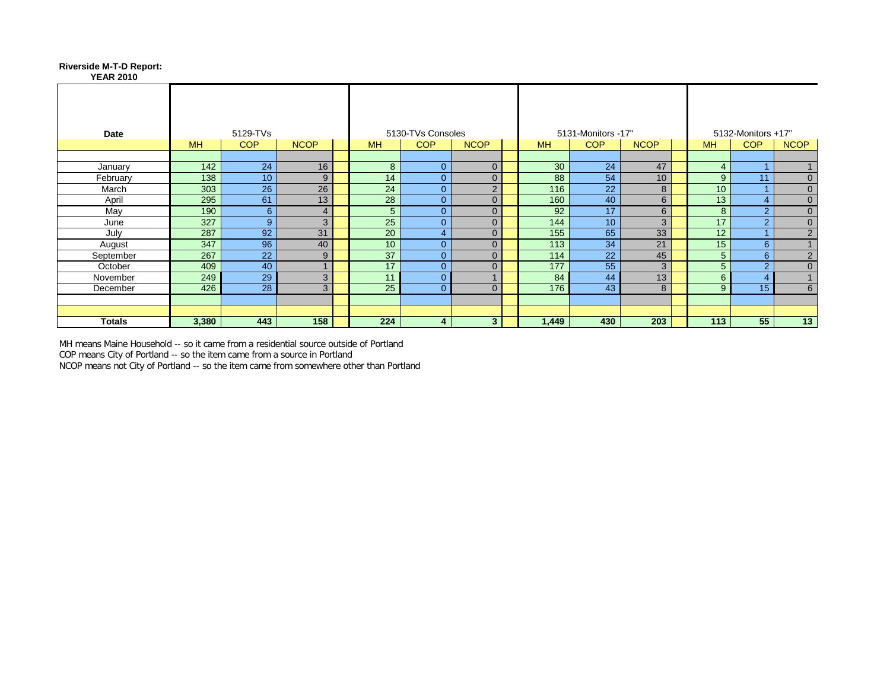**Riverside M-T-D Report:**
**YEAR 2010**

| Date | 5129-TVs | | | 5130-TVs Consoles | | | 5131-Monitors -17" | | | 5132-Monitors +17" | | |
|---|---|---|---|---|---|---|---|---|---|---|---|---|
| | MH | COP | NCOP | MH | COP | NCOP | MH | COP | NCOP | MH | COP | NCOP |
| January | 142 | 24 | 16 | 8 | 0 | 0 | 30 | 24 | 47 | 4 | 1 | 1 |
| February | 138 | 10 | 9 | 14 | 0 | 0 | 88 | 54 | 10 | 9 | 11 | 0 |
| March | 303 | 26 | 26 | 24 | 0 | 2 | 116 | 22 | 8 | 10 | 1 | 0 |
| April | 295 | 61 | 13 | 28 | 0 | 0 | 160 | 40 | 6 | 13 | 4 | 0 |
| May | 190 | 6 | 4 | 5 | 0 | 0 | 92 | 17 | 6 | 8 | 2 | 0 |
| June | 327 | 9 | 3 | 25 | 0 | 0 | 144 | 10 | 3 | 17 | 2 | 0 |
| July | 287 | 92 | 31 | 20 | 4 | 0 | 155 | 65 | 33 | 12 | 1 | 2 |
| August | 347 | 96 | 40 | 10 | 0 | 0 | 113 | 34 | 21 | 15 | 6 | 1 |
| September | 267 | 22 | 9 | 37 | 0 | 0 | 114 | 22 | 45 | 5 | 6 | 2 |
| October | 409 | 40 | 1 | 17 | 0 | 0 | 177 | 55 | 3 | 5 | 2 | 0 |
| November | 249 | 29 | 3 | 11 | 0 | 1 | 84 | 44 | 13 | 6 | 4 | 1 |
| December | 426 | 28 | 3 | 25 | 0 | 0 | 176 | 43 | 8 | 9 | 15 | 6 |
| **Totals** | **3,380** | **443** | **158** | **224** | **4** | **3** | **1,449** | **430** | **203** | **113** | **55** | **13** |

MH means Maine Household -- so it came from a residential source outside of Portland
COP means City of Portland -- so the item came from a source in Portland
NCOP means not City of Portland -- so the item came from somewhere other than Portland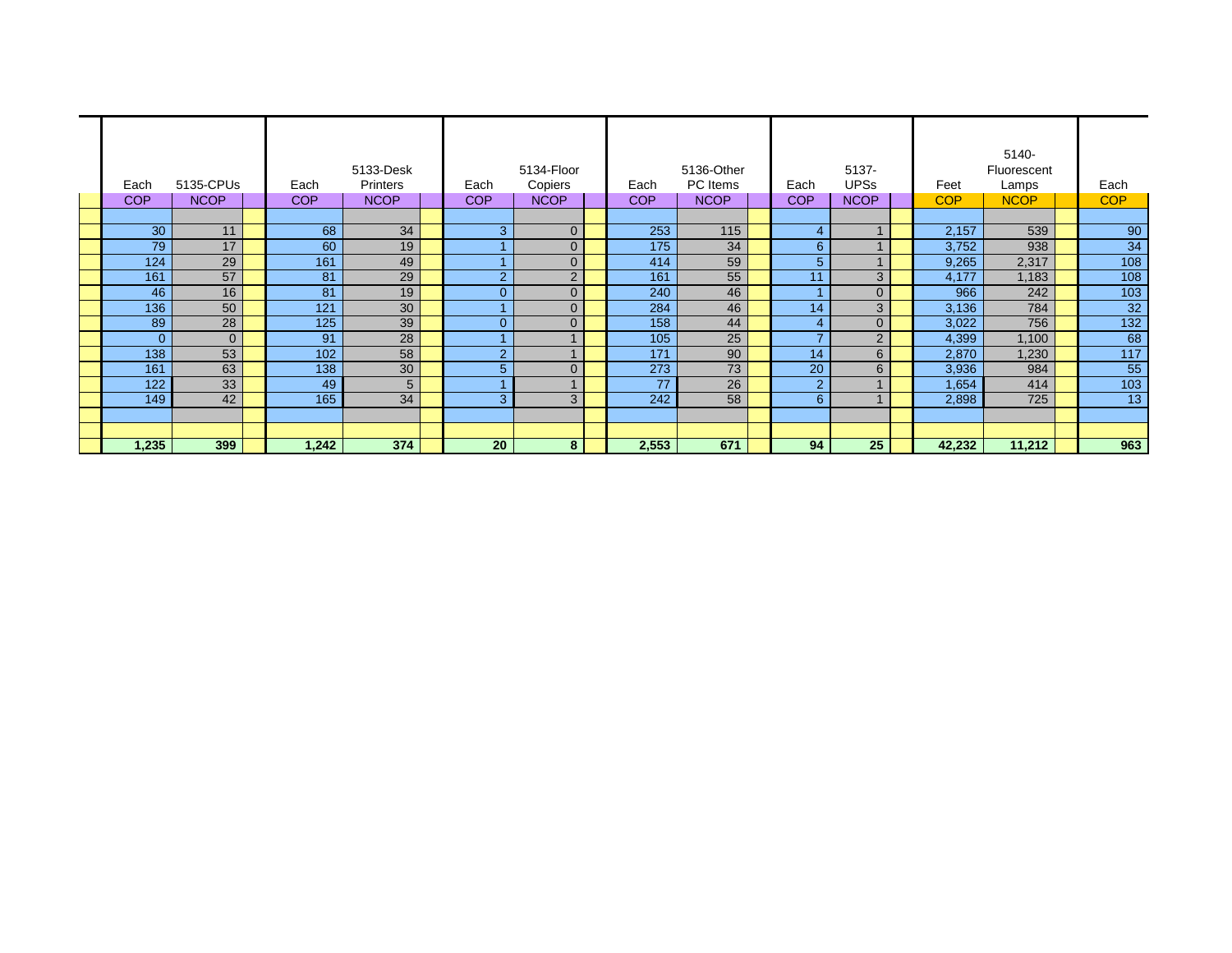| | Each | 5135-CPUs | | Each | 5133-Desk Printers | | Each | 5134-Floor Copiers | | Each | 5136-Other PC Items | | Each | 5137-UPSs | | Feet | 5140-Fluorescent Lamps | | Each |
|---|---|---|---|---|---|---|---|---|---|---|---|---|---|---|---|---|---|---|---|---|
| | COP | NCOP | | COP | NCOP | | COP | NCOP | | COP | NCOP | | COP | NCOP | | COP | NCOP | | COP |
| | | | | | | | | | | | | | | | | | | | |
| | 30 | 11 | | 68 | 34 | | 3 | 0 | | 253 | 115 | | 4 | 1 | | 2,157 | 539 | | 90 |
| | 79 | 17 | | 60 | 19 | | 1 | 0 | | 175 | 34 | | 6 | 1 | | 3,752 | 938 | | 34 |
| | 124 | 29 | | 161 | 49 | | 1 | 0 | | 414 | 59 | | 5 | 1 | | 9,265 | 2,317 | | 108 |
| | 161 | 57 | | 81 | 29 | | 2 | 2 | | 161 | 55 | | 11 | 3 | | 4,177 | 1,183 | | 108 |
| | 46 | 16 | | 81 | 19 | | 0 | 0 | | 240 | 46 | | 1 | 0 | | 966 | 242 | | 103 |
| | 136 | 50 | | 121 | 30 | | 1 | 0 | | 284 | 46 | | 14 | 3 | | 3,136 | 784 | | 32 |
| | 89 | 28 | | 125 | 39 | | 0 | 0 | | 158 | 44 | | 4 | 0 | | 3,022 | 756 | | 132 |
| | 0 | 0 | | 91 | 28 | | 1 | 1 | | 105 | 25 | | 7 | 2 | | 4,399 | 1,100 | | 68 |
| | 138 | 53 | | 102 | 58 | | 2 | 1 | | 171 | 90 | | 14 | 6 | | 2,870 | 1,230 | | 117 |
| | 161 | 63 | | 138 | 30 | | 5 | 0 | | 273 | 73 | | 20 | 6 | | 3,936 | 984 | | 55 |
| | 122 | 33 | | 49 | 5 | | 1 | 1 | | 77 | 26 | | 2 | 1 | | 1,654 | 414 | | 103 |
| | 149 | 42 | | 165 | 34 | | 3 | 3 | | 242 | 58 | | 6 | 1 | | 2,898 | 725 | | 13 |
| | | | | | | | | | | | | | | | | | | | |
| | | | | | | | | | | | | | | | | | | | |
| | **1,235** | **399** | | **1,242** | **374** | | **20** | **8** | | **2,553** | **671** | | **94** | **25** | | **42,232** | **11,212** | | **963** |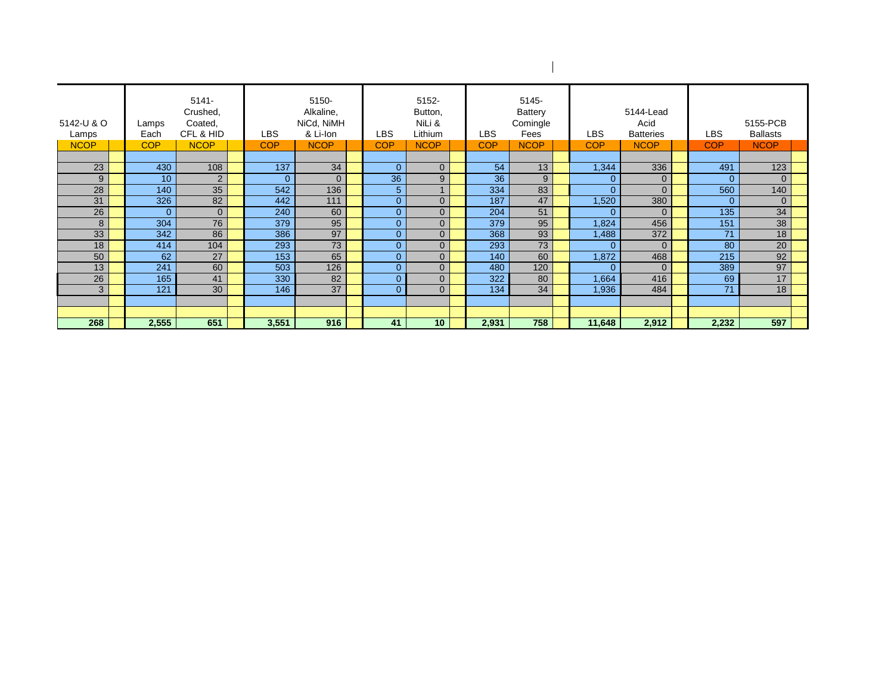| 5142-U & O Lamps | | Lamps Each | 5141-Crushed, Coated, CFL & HID | | LBS | 5150-Alkaline, NiCd, NiMH & Li-Ion | | LBS | 5152-Button, NiLi & Lithium | | LBS | 5145-Battery Comingle Fees | | LBS | 5144-Lead Acid Batteries | | LBS | 5155-PCB Ballasts | |
|---|---|---|---|---|---|---|---|---|---|---|---|---|---|---|---|---|---|---|---|
| NCOP | | COP | NCOP | | COP | NCOP | | COP | NCOP | | COP | NCOP | | COP | NCOP | | COP | NCOP | |
| | | | | | | | | | | | | | | | | | | | |
| 23 | | 430 | 108 | | 137 | 34 | | 0 | 0 | | 54 | 13 | | 1,344 | 336 | | 491 | 123 | |
| 9 | | 10 | 2 | | 0 | 0 | | 36 | 9 | | 36 | 9 | | 0 | 0 | | 0 | 0 | |
| 28 | | 140 | 35 | | 542 | 136 | | 5 | 1 | | 334 | 83 | | 0 | 0 | | 560 | 140 | |
| 31 | | 326 | 82 | | 442 | 111 | | 0 | 0 | | 187 | 47 | | 1,520 | 380 | | 0 | 0 | |
| 26 | | 0 | 0 | | 240 | 60 | | 0 | 0 | | 204 | 51 | | 0 | 0 | | 135 | 34 | |
| 8 | | 304 | 76 | | 379 | 95 | | 0 | 0 | | 379 | 95 | | 1,824 | 456 | | 151 | 38 | |
| 33 | | 342 | 86 | | 386 | 97 | | 0 | 0 | | 368 | 93 | | 1,488 | 372 | | 71 | 18 | |
| 18 | | 414 | 104 | | 293 | 73 | | 0 | 0 | | 293 | 73 | | 0 | 0 | | 80 | 20 | |
| 50 | | 62 | 27 | | 153 | 65 | | 0 | 0 | | 140 | 60 | | 1,872 | 468 | | 215 | 92 | |
| 13 | | 241 | 60 | | 503 | 126 | | 0 | 0 | | 480 | 120 | | 0 | 0 | | 389 | 97 | |
| 26 | | 165 | 41 | | 330 | 82 | | 0 | 0 | | 322 | 80 | | 1,664 | 416 | | 69 | 17 | |
| 3 | | 121 | 30 | | 146 | 37 | | 0 | 0 | | 134 | 34 | | 1,936 | 484 | | 71 | 18 | |
| | | | | | | | | | | | | | | | | | | | |
| | | | | | | | | | | | | | | | | | | | |
| **268** | | **2,555** | **651** | | **3,551** | **916** | | **41** | **10** | | **2,931** | **758** | | **11,648** | **2,912** | | **2,232** | **597** | |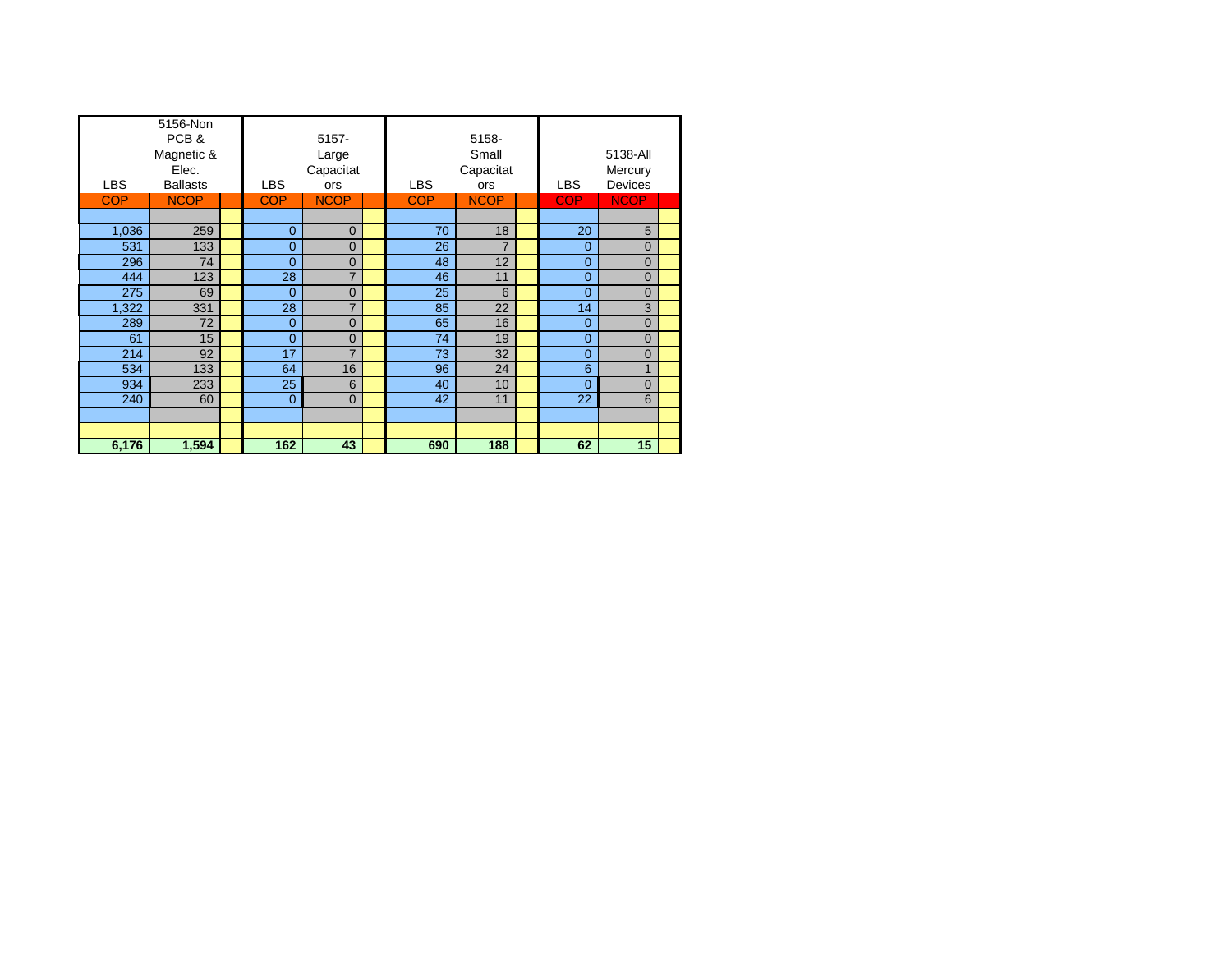| LBS | 5156-Non PCB & Magnetic & Elec. Ballasts | | LBS | 5157-Large Capacitators | | LBS | 5158-Small Capacitators | | LBS | 5138-All Mercury Devices | |
|---|---|---|---|---|---|---|---|---|---|---|---|
| COP | NCOP | | COP | NCOP | | COP | NCOP | | COP | NCOP | |
| | | | | | | | | | | | |
| 1,036 | 259 | | 0 | 0 | | 70 | 18 | | 20 | 5 | |
| 531 | 133 | | 0 | 0 | | 26 | 7 | | 0 | 0 | |
| 296 | 74 | | 0 | 0 | | 48 | 12 | | 0 | 0 | |
| 444 | 123 | | 28 | 7 | | 46 | 11 | | 0 | 0 | |
| 275 | 69 | | 0 | 0 | | 25 | 6 | | 0 | 0 | |
| 1,322 | 331 | | 28 | 7 | | 85 | 22 | | 14 | 3 | |
| 289 | 72 | | 0 | 0 | | 65 | 16 | | 0 | 0 | |
| 61 | 15 | | 0 | 0 | | 74 | 19 | | 0 | 0 | |
| 214 | 92 | | 17 | 7 | | 73 | 32 | | 0 | 0 | |
| 534 | 133 | | 64 | 16 | | 96 | 24 | | 6 | 1 | |
| 934 | 233 | | 25 | 6 | | 40 | 10 | | 0 | 0 | |
| 240 | 60 | | 0 | 0 | | 42 | 11 | | 22 | 6 | |
| | | | | | | | | | | | |
| | | | | | | | | | | | |
| **6,176** | **1,594** | | **162** | **43** | | **690** | **188** | | **62** | **15** | |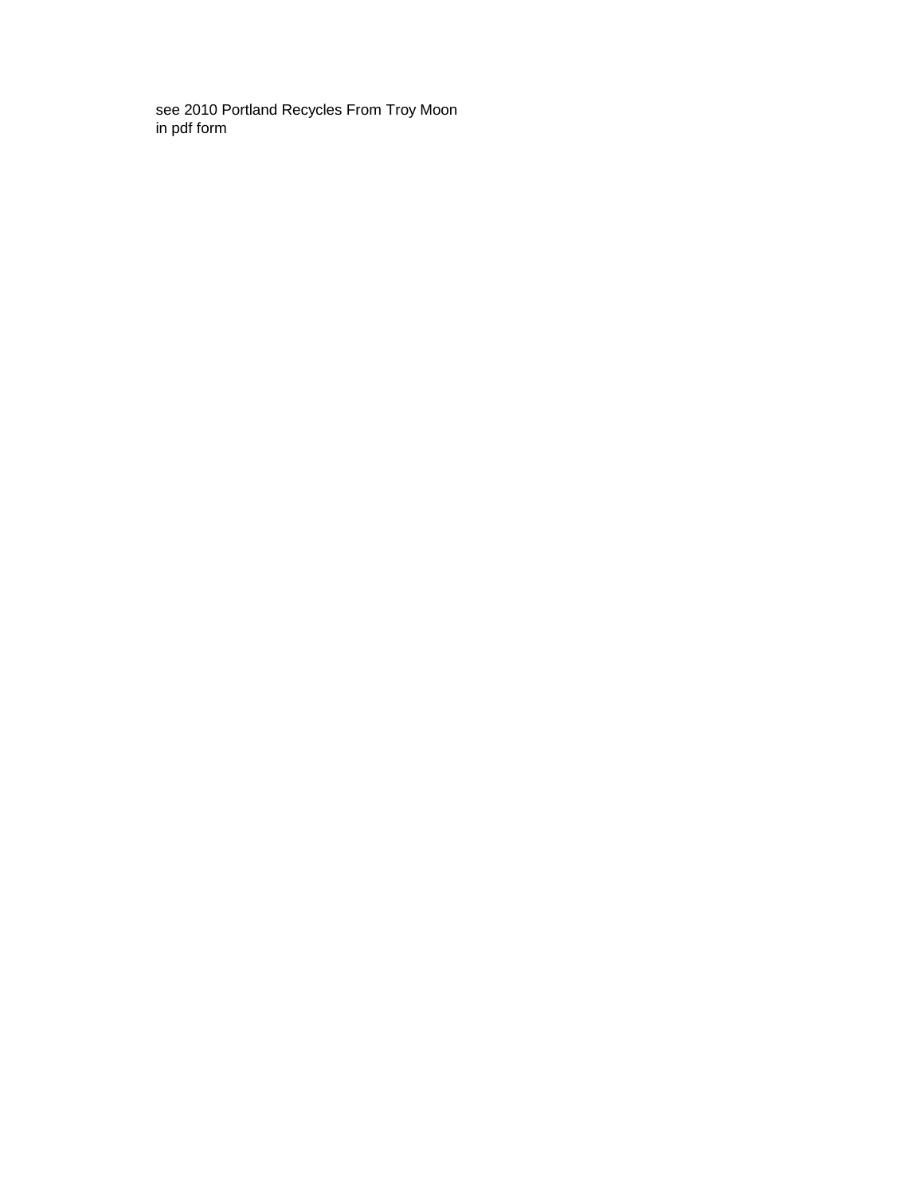see 2010 Portland Recycles From Troy Moon
in pdf form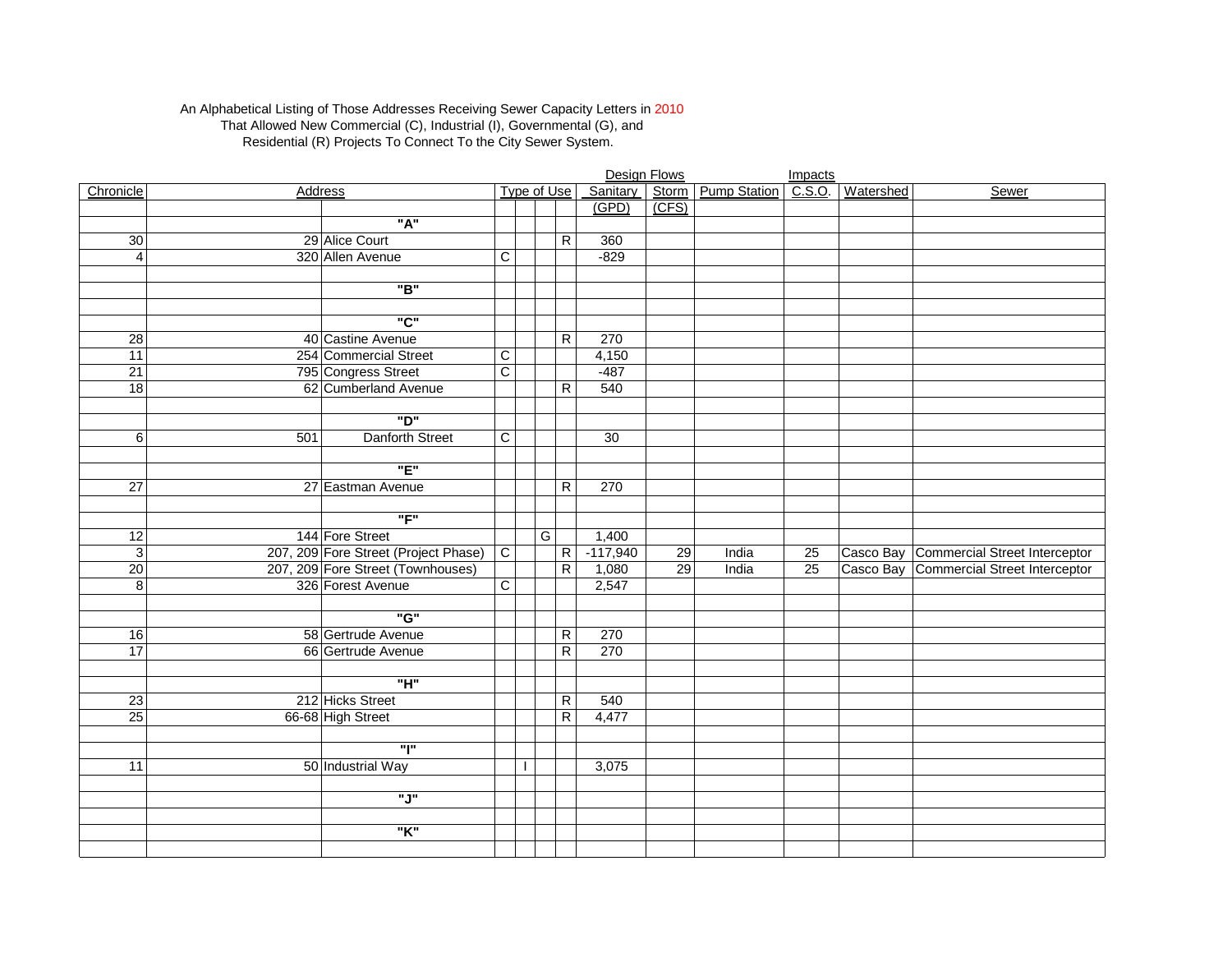An Alphabetical Listing of Those Addresses Receiving Sewer Capacity Letters in 2010
That Allowed New Commercial (C), Industrial (I), Governmental (G), and
Residential (R) Projects To Connect To the City Sewer System.

| Chronicle | Address | | Type of Use | | | | Design Flows Sanitary (GPD) | Storm (CFS) | Pump Station | Impacts C.S.O. | Watershed | Sewer |
|---|---|---|---|---|---|---|---|---|---|---|---|---|
| | | **"A"** | | | | | | | | | | |
| 30 | 29 | Alice Court | | | | R | 360 | | | | | |
| 4 | 320 | Allen Avenue | C | | | | -829 | | | | | |
| | | | | | | | | | | | | |
| | | **"B"** | | | | | | | | | | |
| | | | | | | | | | | | | |
| | | **"C"** | | | | | | | | | | |
| 28 | 40 | Castine Avenue | | | | R | 270 | | | | | |
| 11 | 254 | Commercial Street | C | | | | 4,150 | | | | | |
| 21 | 795 | Congress Street | C | | | | -487 | | | | | |
| 18 | 62 | Cumberland Avenue | | | | R | 540 | | | | | |
| | | | | | | | | | | | | |
| | | **"D"** | | | | | | | | | | |
| 6 | 501 | Danforth Street | C | | | | 30 | | | | | |
| | | | | | | | | | | | | |
| | | **"E"** | | | | | | | | | | |
| 27 | 27 | Eastman Avenue | | | | R | 270 | | | | | |
| | | | | | | | | | | | | |
| | | **"F"** | | | | | | | | | | |
| 12 | 144 | Fore Street | | | G | | 1,400 | | | | | |
| 3 | 207, 209 | Fore Street (Project Phase) | C | | | R | -117,940 | 29 | India | 25 | Casco Bay | Commercial Street Interceptor |
| 20 | 207, 209 | Fore Street (Townhouses) | | | | R | 1,080 | 29 | India | 25 | Casco Bay | Commercial Street Interceptor |
| 8 | 326 | Forest Avenue | C | | | | 2,547 | | | | | |
| | | | | | | | | | | | | |
| | | **"G"** | | | | | | | | | | |
| 16 | 58 | Gertrude Avenue | | | | R | 270 | | | | | |
| 17 | 66 | Gertrude Avenue | | | | R | 270 | | | | | |
| | | | | | | | | | | | | |
| | | **"H"** | | | | | | | | | | |
| 23 | 212 | Hicks Street | | | | R | 540 | | | | | |
| 25 | 66-68 | High Street | | | | R | 4,477 | | | | | |
| | | | | | | | | | | | | |
| | | **"I"** | | | | | | | | | | |
| 11 | 50 | Industrial Way | | I | | | 3,075 | | | | | |
| | | | | | | | | | | | | |
| | | **"J"** | | | | | | | | | | |
| | | | | | | | | | | | | |
| | | **"K"** | | | | | | | | | | |
| | | | | | | | | | | | | |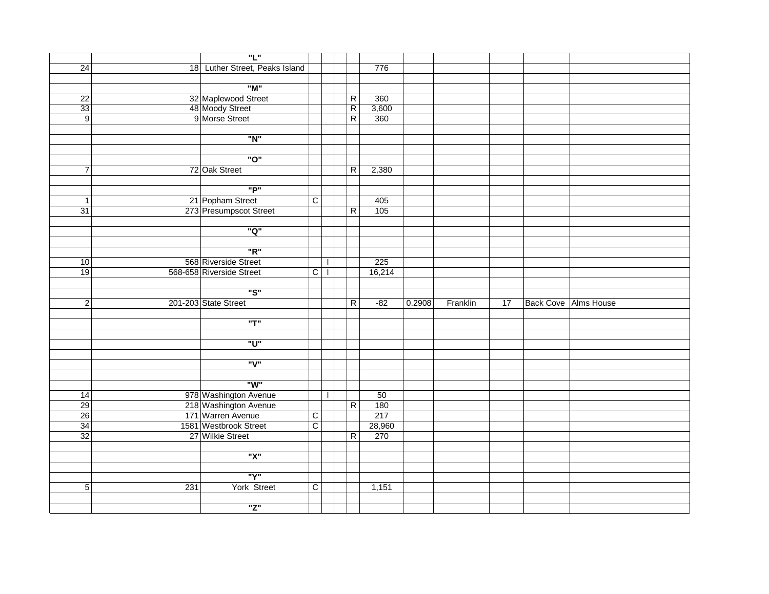| | | | | | | | | | | | |
|---|---|---|---|---|---|---|---|---|---|---|---|
| | | "L" | | | | | | | | | |
| 24 | 18 | Luther Street, Peaks Island | | | | 776 | | | | | |
| | | | | | | | | | | | |
| | | "M" | | | | | | | | | |
| 22 | 32 | Maplewood Street | | | R | 360 | | | | | |
| 33 | 48 | Moody Street | | | R | 3,600 | | | | | |
| 9 | 9 | Morse Street | | | R | 360 | | | | | |
| | | | | | | | | | | | |
| | | "N" | | | | | | | | | |
| | | | | | | | | | | | |
| | | "O" | | | | | | | | | |
| 7 | 72 | Oak Street | | | R | 2,380 | | | | | |
| | | | | | | | | | | | |
| | | "P" | | | | | | | | | |
| 1 | 21 | Popham Street | C | | | 405 | | | | | |
| 31 | 273 | Presumpscot Street | | | R | 105 | | | | | |
| | | | | | | | | | | | |
| | | "Q" | | | | | | | | | |
| | | | | | | | | | | | |
| | | "R" | | | | | | | | | |
| 10 | 568 | Riverside Street | | I | | 225 | | | | | |
| 19 | 568-658 | Riverside Street | C | I | | 16,214 | | | | | |
| | | | | | | | | | | | |
| | | "S" | | | | | | | | | |
| 2 | 201-203 | State Street | | | R | -82 | 0.2908 | Franklin | 17 | Back Cove | Alms House |
| | | | | | | | | | | | |
| | | "T" | | | | | | | | | |
| | | | | | | | | | | | |
| | | "U" | | | | | | | | | |
| | | | | | | | | | | | |
| | | "V" | | | | | | | | | |
| | | | | | | | | | | | |
| | | "W" | | | | | | | | | |
| 14 | 978 | Washington Avenue | | I | | 50 | | | | | |
| 29 | 218 | Washington Avenue | | | R | 180 | | | | | |
| 26 | 171 | Warren Avenue | C | | | 217 | | | | | |
| 34 | 1581 | Westbrook Street | C | | | 28,960 | | | | | |
| 32 | 27 | Wilkie Street | | | R | 270 | | | | | |
| | | | | | | | | | | | |
| | | "X" | | | | | | | | | |
| | | | | | | | | | | | |
| | | "Y" | | | | | | | | | |
| 5 | 231 | York Street | C | | | 1,151 | | | | | |
| | | | | | | | | | | | |
| | | "Z" | | | | | | | | | |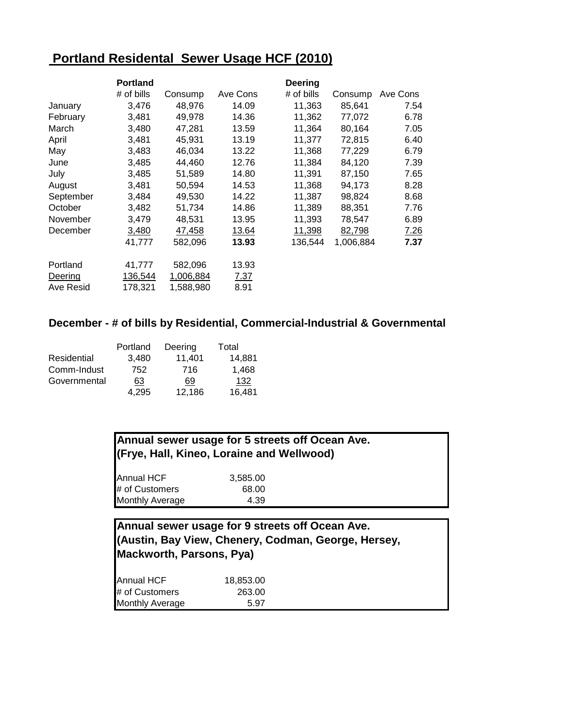## Portland Residental Sewer Usage HCF (2010)

| | Portland | | | Deering | | |
|---|---|---|---|---|---|---|
| | # of bills | Consump | Ave Cons | # of bills | Consump | Ave Cons |
| January | 3,476 | 48,976 | 14.09 | 11,363 | 85,641 | 7.54 |
| February | 3,481 | 49,978 | 14.36 | 11,362 | 77,072 | 6.78 |
| March | 3,480 | 47,281 | 13.59 | 11,364 | 80,164 | 7.05 |
| April | 3,481 | 45,931 | 13.19 | 11,377 | 72,815 | 6.40 |
| May | 3,483 | 46,034 | 13.22 | 11,368 | 77,229 | 6.79 |
| June | 3,485 | 44,460 | 12.76 | 11,384 | 84,120 | 7.39 |
| July | 3,485 | 51,589 | 14.80 | 11,391 | 87,150 | 7.65 |
| August | 3,481 | 50,594 | 14.53 | 11,368 | 94,173 | 8.28 |
| September | 3,484 | 49,530 | 14.22 | 11,387 | 98,824 | 8.68 |
| October | 3,482 | 51,734 | 14.86 | 11,389 | 88,351 | 7.76 |
| November | 3,479 | 48,531 | 13.95 | 11,393 | 78,547 | 6.89 |
| December | 3,480 | 47,458 | 13.64 | 11,398 | 82,798 | 7.26 |
| | 41,777 | 582,096 | **13.93** | 136,544 | 1,006,884 | **7.37** |

| | # of bills | Consump | Ave Cons |
|---|---|---|---|
| Portland | 41,777 | 582,096 | 13.93 |
| Deering | 136,544 | 1,006,884 | 7.37 |
| Ave Resid | 178,321 | 1,588,980 | 8.91 |

### December - # of bills by Residential, Commercial-Industrial & Governmental

| | Portland | Deering | Total |
|---|---|---|---|
| Residential | 3,480 | 11,401 | 14,881 |
| Comm-Indust | 752 | 716 | 1,468 |
| Governmental | 63 | 69 | 132 |
| | 4,295 | 12,186 | 16,481 |

**Annual sewer usage for 5 streets off Ocean Ave. (Frye, Hall, Kineo, Loraine and Wellwood)**

| | |
|---|---|
| Annual HCF | 3,585.00 |
| # of Customers | 68.00 |
| Monthly Average | 4.39 |

**Annual sewer usage for 9 streets off Ocean Ave. (Austin, Bay View, Chenery, Codman, George, Hersey, Mackworth, Parsons, Pya)**

| | |
|---|---|
| Annual HCF | 18,853.00 |
| # of Customers | 263.00 |
| Monthly Average | 5.97 |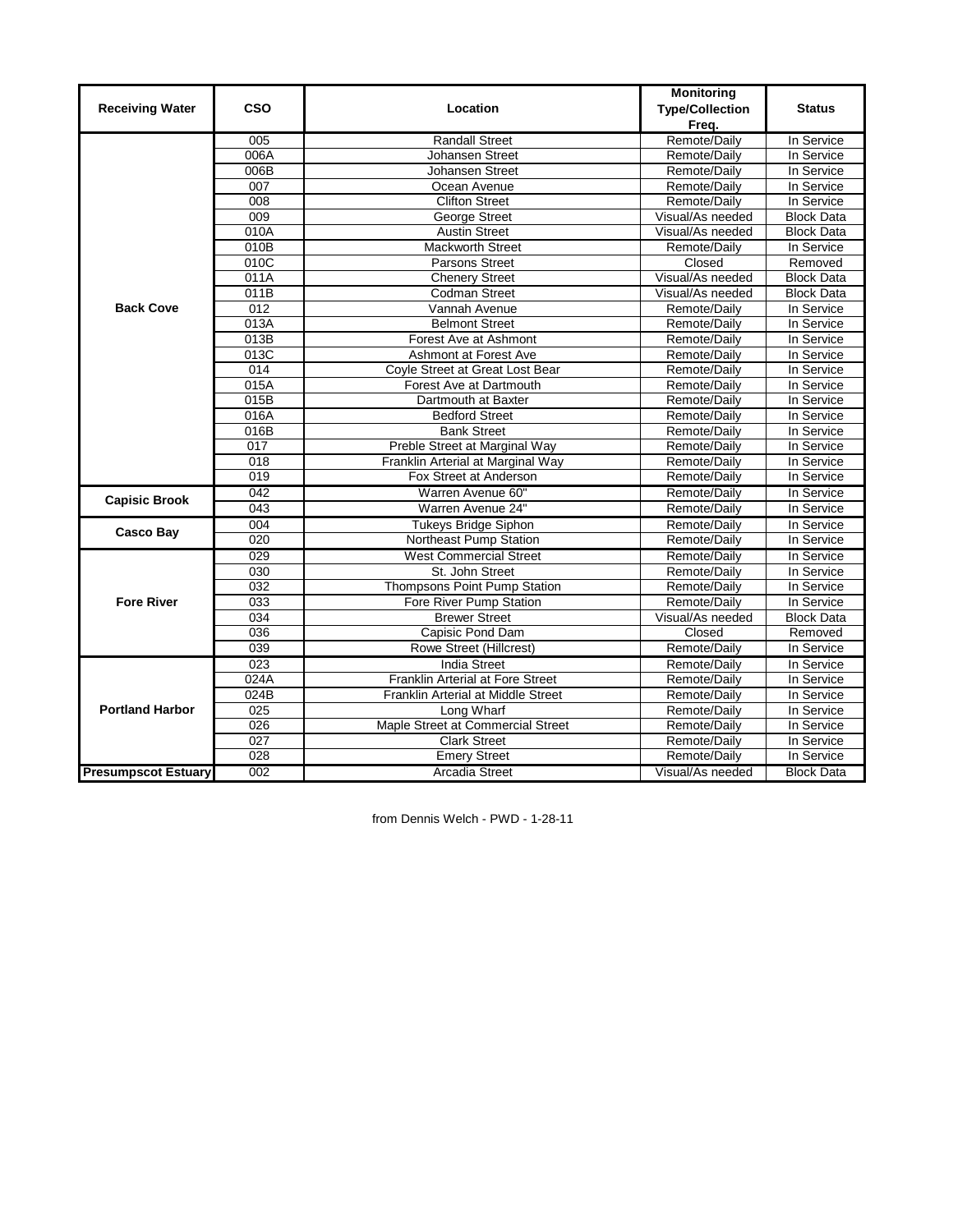| Receiving Water | CSO | Location | Monitoring Type/Collection Freq. | Status |
|---|---|---|---|---|
| Back Cove | 005 | Randall Street | Remote/Daily | In Service |
| | 006A | Johansen Street | Remote/Daily | In Service |
| | 006B | Johansen Street | Remote/Daily | In Service |
| | 007 | Ocean Avenue | Remote/Daily | In Service |
| | 008 | Clifton Street | Remote/Daily | In Service |
| | 009 | George Street | Visual/As needed | Block Data |
| | 010A | Austin Street | Visual/As needed | Block Data |
| | 010B | Mackworth Street | Remote/Daily | In Service |
| | 010C | Parsons Street | Closed | Removed |
| | 011A | Chenery Street | Visual/As needed | Block Data |
| | 011B | Codman Street | Visual/As needed | Block Data |
| | 012 | Vannah Avenue | Remote/Daily | In Service |
| | 013A | Belmont Street | Remote/Daily | In Service |
| | 013B | Forest Ave at Ashmont | Remote/Daily | In Service |
| | 013C | Ashmont at Forest Ave | Remote/Daily | In Service |
| | 014 | Coyle Street at Great Lost Bear | Remote/Daily | In Service |
| | 015A | Forest Ave at Dartmouth | Remote/Daily | In Service |
| | 015B | Dartmouth at Baxter | Remote/Daily | In Service |
| | 016A | Bedford Street | Remote/Daily | In Service |
| | 016B | Bank Street | Remote/Daily | In Service |
| | 017 | Preble Street at Marginal Way | Remote/Daily | In Service |
| | 018 | Franklin Arterial at Marginal Way | Remote/Daily | In Service |
| | 019 | Fox Street at Anderson | Remote/Daily | In Service |
| Capisic Brook | 042 | Warren Avenue 60" | Remote/Daily | In Service |
| | 043 | Warren Avenue 24" | Remote/Daily | In Service |
| Casco Bay | 004 | Tukeys Bridge Siphon | Remote/Daily | In Service |
| | 020 | Northeast Pump Station | Remote/Daily | In Service |
| Fore River | 029 | West Commercial Street | Remote/Daily | In Service |
| | 030 | St. John Street | Remote/Daily | In Service |
| | 032 | Thompsons Point Pump Station | Remote/Daily | In Service |
| | 033 | Fore River Pump Station | Remote/Daily | In Service |
| | 034 | Brewer Street | Visual/As needed | Block Data |
| | 036 | Capisic Pond Dam | Closed | Removed |
| | 039 | Rowe Street (Hillcrest) | Remote/Daily | In Service |
| Portland Harbor | 023 | India Street | Remote/Daily | In Service |
| | 024A | Franklin Arterial at Fore Street | Remote/Daily | In Service |
| | 024B | Franklin Arterial at Middle Street | Remote/Daily | In Service |
| | 025 | Long Wharf | Remote/Daily | In Service |
| | 026 | Maple Street at Commercial Street | Remote/Daily | In Service |
| | 027 | Clark Street | Remote/Daily | In Service |
| | 028 | Emery Street | Remote/Daily | In Service |
| Presumpscot Estuary | 002 | Arcadia Street | Visual/As needed | Block Data |

from Dennis Welch - PWD - 1-28-11